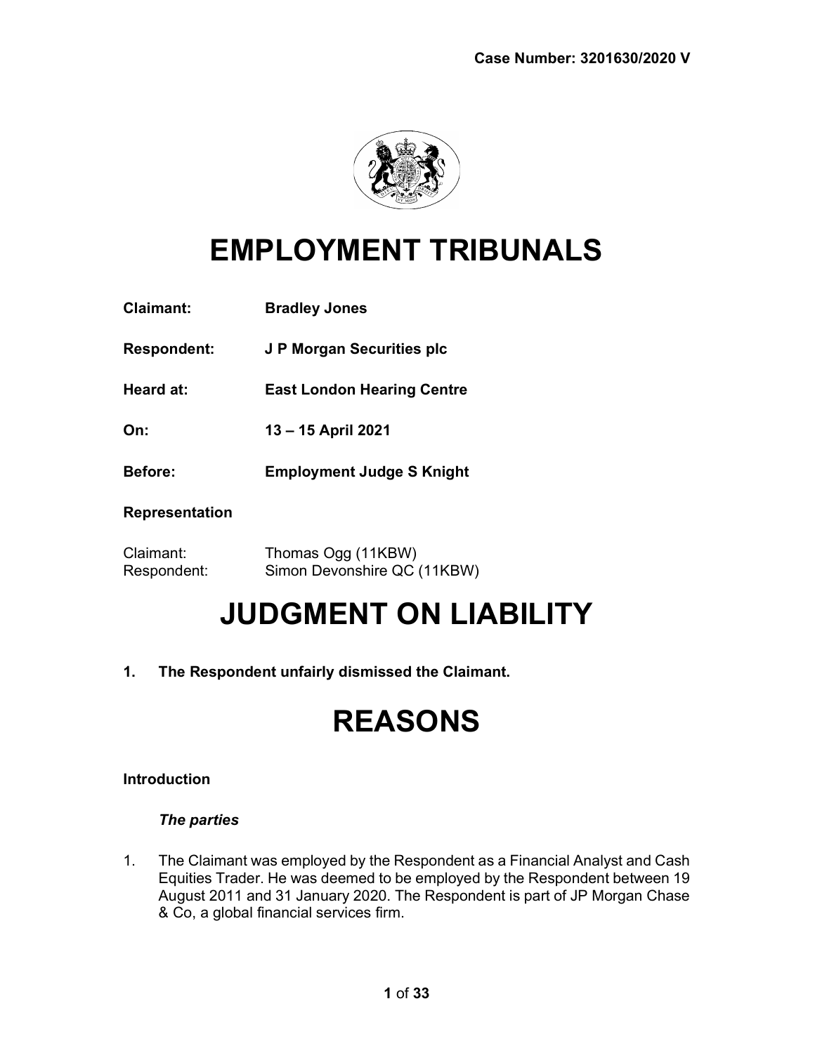Case Number: 3201630/2020 V

# EMPLOYMENT TRIBUNALS

**Claimant:** Bradley Jones

**Respondent:** J P Morgan Securities plc

**Heard at:** East London Hearing Centre

**On:** 13 – 15 April 2021

**Before:** Employment Judge S Knight

**Representation**

Claimant: Thomas Ogg (11KBW)
Respondent: Simon Devonshire QC (11KBW)

# JUDGMENT ON LIABILITY

**1. The Respondent unfairly dismissed the Claimant.**

# REASONS

## Introduction

### *The parties*

1. The Claimant was employed by the Respondent as a Financial Analyst and Cash Equities Trader. He was deemed to be employed by the Respondent between 19 August 2011 and 31 January 2020. The Respondent is part of JP Morgan Chase & Co, a global financial services firm.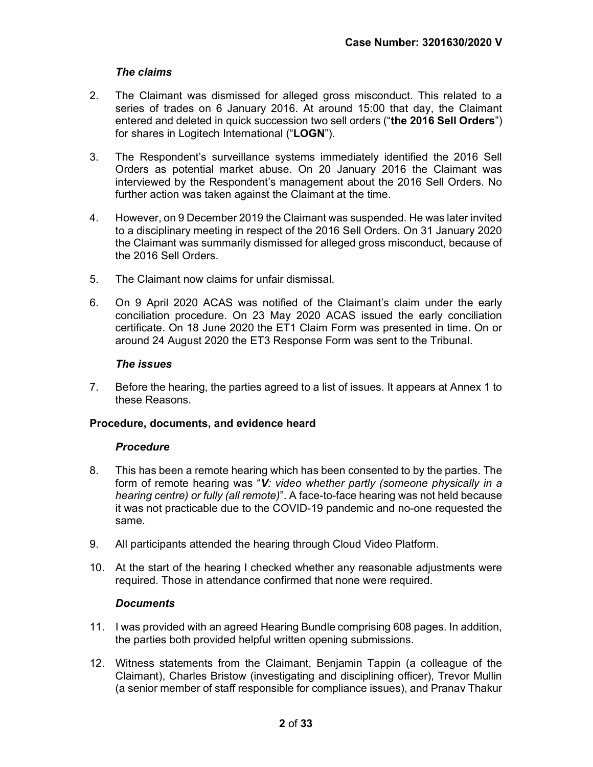### *The claims*

2. The Claimant was dismissed for alleged gross misconduct. This related to a series of trades on 6 January 2016. At around 15:00 that day, the Claimant entered and deleted in quick succession two sell orders ("**the 2016 Sell Orders**") for shares in Logitech International ("**LOGN**").

3. The Respondent's surveillance systems immediately identified the 2016 Sell Orders as potential market abuse. On 20 January 2016 the Claimant was interviewed by the Respondent's management about the 2016 Sell Orders. No further action was taken against the Claimant at the time.

4. However, on 9 December 2019 the Claimant was suspended. He was later invited to a disciplinary meeting in respect of the 2016 Sell Orders. On 31 January 2020 the Claimant was summarily dismissed for alleged gross misconduct, because of the 2016 Sell Orders.

5. The Claimant now claims for unfair dismissal.

6. On 9 April 2020 ACAS was notified of the Claimant's claim under the early conciliation procedure. On 23 May 2020 ACAS issued the early conciliation certificate. On 18 June 2020 the ET1 Claim Form was presented in time. On or around 24 August 2020 the ET3 Response Form was sent to the Tribunal.

### *The issues*

7. Before the hearing, the parties agreed to a list of issues. It appears at Annex 1 to these Reasons.

## Procedure, documents, and evidence heard

### *Procedure*

8. This has been a remote hearing which has been consented to by the parties. The form of remote hearing was "***V**: video whether partly (someone physically in a hearing centre) or fully (all remote)*". A face-to-face hearing was not held because it was not practicable due to the COVID-19 pandemic and no-one requested the same.

9. All participants attended the hearing through Cloud Video Platform.

10. At the start of the hearing I checked whether any reasonable adjustments were required. Those in attendance confirmed that none were required.

### *Documents*

11. I was provided with an agreed Hearing Bundle comprising 608 pages. In addition, the parties both provided helpful written opening submissions.

12. Witness statements from the Claimant, Benjamin Tappin (a colleague of the Claimant), Charles Bristow (investigating and disciplining officer), Trevor Mullin (a senior member of staff responsible for compliance issues), and Pranav Thakur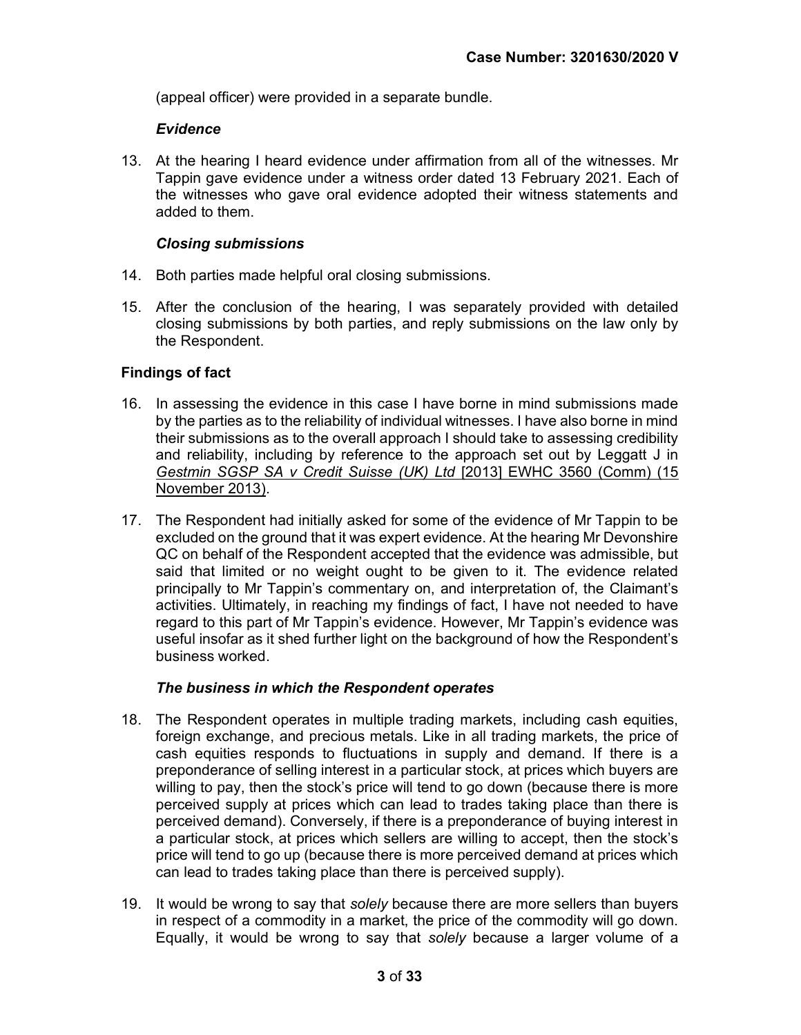(appeal officer) were provided in a separate bundle.

### *Evidence*

13. At the hearing I heard evidence under affirmation from all of the witnesses. Mr Tappin gave evidence under a witness order dated 13 February 2021. Each of the witnesses who gave oral evidence adopted their witness statements and added to them.

### *Closing submissions*

14. Both parties made helpful oral closing submissions.

15. After the conclusion of the hearing, I was separately provided with detailed closing submissions by both parties, and reply submissions on the law only by the Respondent.

## **Findings of fact**

16. In assessing the evidence in this case I have borne in mind submissions made by the parties as to the reliability of individual witnesses. I have also borne in mind their submissions as to the overall approach I should take to assessing credibility and reliability, including by reference to the approach set out by Leggatt J in *Gestmin SGSP SA v Credit Suisse (UK) Ltd* [2013] EWHC 3560 (Comm) (15 November 2013).

17. The Respondent had initially asked for some of the evidence of Mr Tappin to be excluded on the ground that it was expert evidence. At the hearing Mr Devonshire QC on behalf of the Respondent accepted that the evidence was admissible, but said that limited or no weight ought to be given to it. The evidence related principally to Mr Tappin's commentary on, and interpretation of, the Claimant's activities. Ultimately, in reaching my findings of fact, I have not needed to have regard to this part of Mr Tappin's evidence. However, Mr Tappin's evidence was useful insofar as it shed further light on the background of how the Respondent's business worked.

### *The business in which the Respondent operates*

18. The Respondent operates in multiple trading markets, including cash equities, foreign exchange, and precious metals. Like in all trading markets, the price of cash equities responds to fluctuations in supply and demand. If there is a preponderance of selling interest in a particular stock, at prices which buyers are willing to pay, then the stock's price will tend to go down (because there is more perceived supply at prices which can lead to trades taking place than there is perceived demand). Conversely, if there is a preponderance of buying interest in a particular stock, at prices which sellers are willing to accept, then the stock's price will tend to go up (because there is more perceived demand at prices which can lead to trades taking place than there is perceived supply).

19. It would be wrong to say that *solely* because there are more sellers than buyers in respect of a commodity in a market, the price of the commodity will go down. Equally, it would be wrong to say that *solely* because a larger volume of a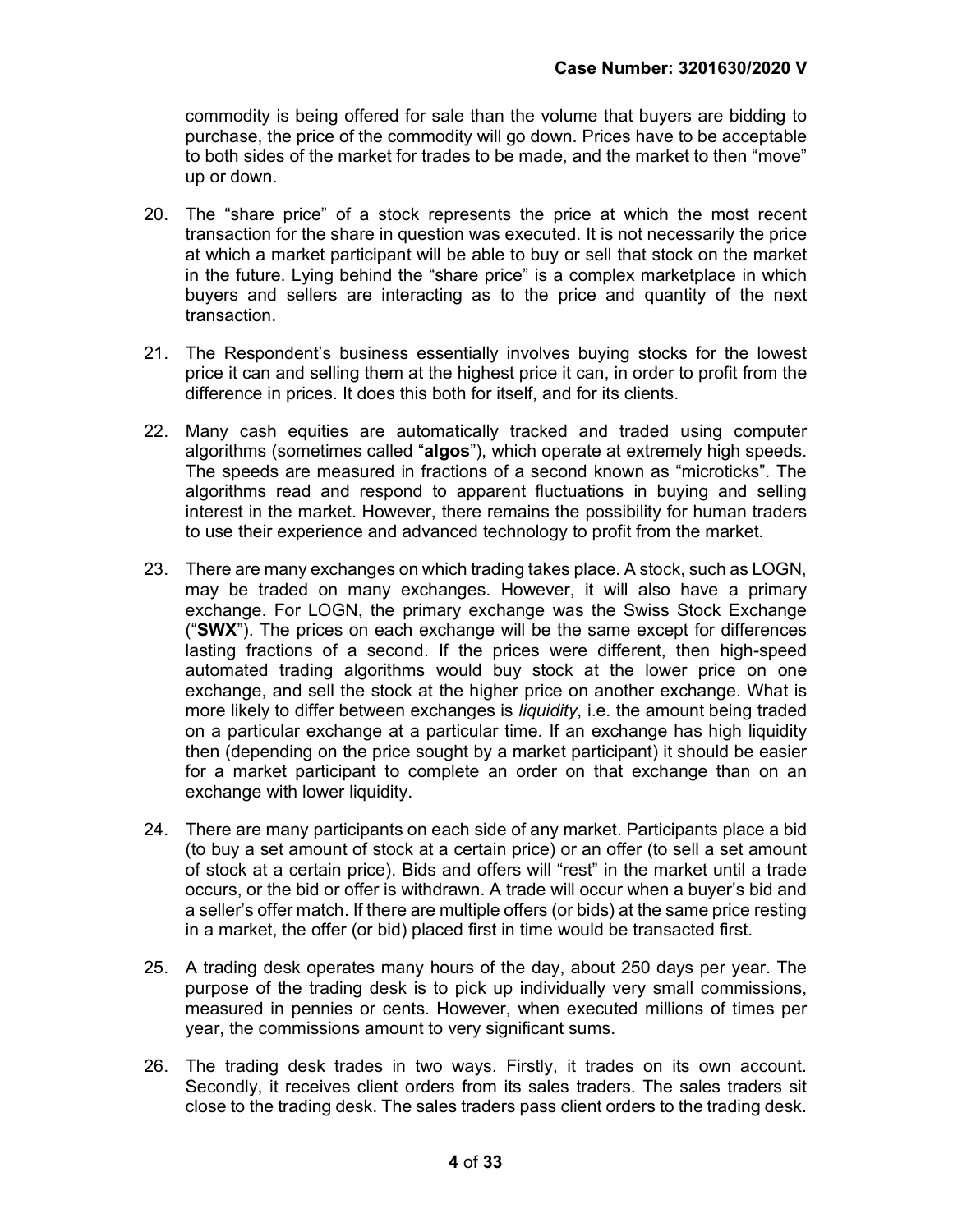commodity is being offered for sale than the volume that buyers are bidding to purchase, the price of the commodity will go down. Prices have to be acceptable to both sides of the market for trades to be made, and the market to then "move" up or down.

20. The "share price" of a stock represents the price at which the most recent transaction for the share in question was executed. It is not necessarily the price at which a market participant will be able to buy or sell that stock on the market in the future. Lying behind the "share price" is a complex marketplace in which buyers and sellers are interacting as to the price and quantity of the next transaction.

21. The Respondent's business essentially involves buying stocks for the lowest price it can and selling them at the highest price it can, in order to profit from the difference in prices. It does this both for itself, and for its clients.

22. Many cash equities are automatically tracked and traded using computer algorithms (sometimes called "**algos**"), which operate at extremely high speeds. The speeds are measured in fractions of a second known as "microticks". The algorithms read and respond to apparent fluctuations in buying and selling interest in the market. However, there remains the possibility for human traders to use their experience and advanced technology to profit from the market.

23. There are many exchanges on which trading takes place. A stock, such as LOGN, may be traded on many exchanges. However, it will also have a primary exchange. For LOGN, the primary exchange was the Swiss Stock Exchange ("**SWX**"). The prices on each exchange will be the same except for differences lasting fractions of a second. If the prices were different, then high-speed automated trading algorithms would buy stock at the lower price on one exchange, and sell the stock at the higher price on another exchange. What is more likely to differ between exchanges is *liquidity*, i.e. the amount being traded on a particular exchange at a particular time. If an exchange has high liquidity then (depending on the price sought by a market participant) it should be easier for a market participant to complete an order on that exchange than on an exchange with lower liquidity.

24. There are many participants on each side of any market. Participants place a bid (to buy a set amount of stock at a certain price) or an offer (to sell a set amount of stock at a certain price). Bids and offers will "rest" in the market until a trade occurs, or the bid or offer is withdrawn. A trade will occur when a buyer's bid and a seller's offer match. If there are multiple offers (or bids) at the same price resting in a market, the offer (or bid) placed first in time would be transacted first.

25. A trading desk operates many hours of the day, about 250 days per year. The purpose of the trading desk is to pick up individually very small commissions, measured in pennies or cents. However, when executed millions of times per year, the commissions amount to very significant sums.

26. The trading desk trades in two ways. Firstly, it trades on its own account. Secondly, it receives client orders from its sales traders. The sales traders sit close to the trading desk. The sales traders pass client orders to the trading desk.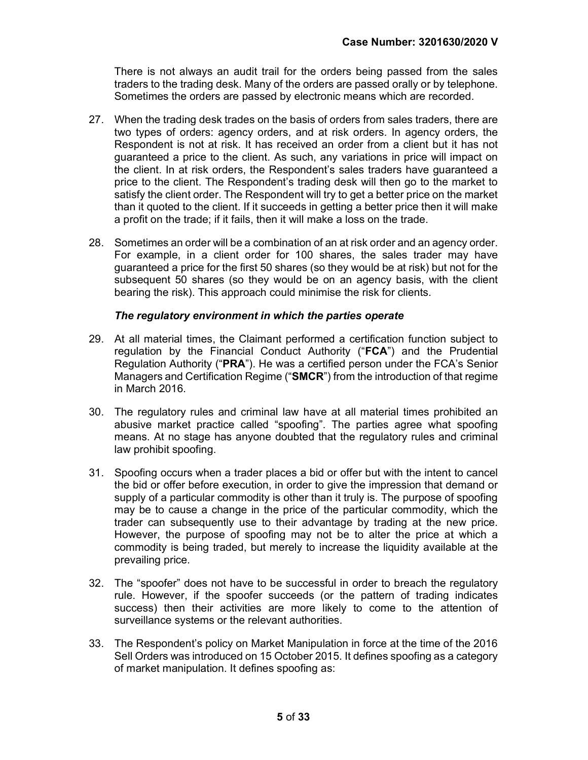There is not always an audit trail for the orders being passed from the sales traders to the trading desk. Many of the orders are passed orally or by telephone. Sometimes the orders are passed by electronic means which are recorded.

27. When the trading desk trades on the basis of orders from sales traders, there are two types of orders: agency orders, and at risk orders. In agency orders, the Respondent is not at risk. It has received an order from a client but it has not guaranteed a price to the client. As such, any variations in price will impact on the client. In at risk orders, the Respondent's sales traders have guaranteed a price to the client. The Respondent's trading desk will then go to the market to satisfy the client order. The Respondent will try to get a better price on the market than it quoted to the client. If it succeeds in getting a better price then it will make a profit on the trade; if it fails, then it will make a loss on the trade.

28. Sometimes an order will be a combination of an at risk order and an agency order. For example, in a client order for 100 shares, the sales trader may have guaranteed a price for the first 50 shares (so they would be at risk) but not for the subsequent 50 shares (so they would be on an agency basis, with the client bearing the risk). This approach could minimise the risk for clients.

***The regulatory environment in which the parties operate***

29. At all material times, the Claimant performed a certification function subject to regulation by the Financial Conduct Authority ("**FCA**") and the Prudential Regulation Authority ("**PRA**"). He was a certified person under the FCA's Senior Managers and Certification Regime ("**SMCR**") from the introduction of that regime in March 2016.

30. The regulatory rules and criminal law have at all material times prohibited an abusive market practice called "spoofing". The parties agree what spoofing means. At no stage has anyone doubted that the regulatory rules and criminal law prohibit spoofing.

31. Spoofing occurs when a trader places a bid or offer but with the intent to cancel the bid or offer before execution, in order to give the impression that demand or supply of a particular commodity is other than it truly is. The purpose of spoofing may be to cause a change in the price of the particular commodity, which the trader can subsequently use to their advantage by trading at the new price. However, the purpose of spoofing may not be to alter the price at which a commodity is being traded, but merely to increase the liquidity available at the prevailing price.

32. The "spoofer" does not have to be successful in order to breach the regulatory rule. However, if the spoofer succeeds (or the pattern of trading indicates success) then their activities are more likely to come to the attention of surveillance systems or the relevant authorities.

33. The Respondent's policy on Market Manipulation in force at the time of the 2016 Sell Orders was introduced on 15 October 2015. It defines spoofing as a category of market manipulation. It defines spoofing as: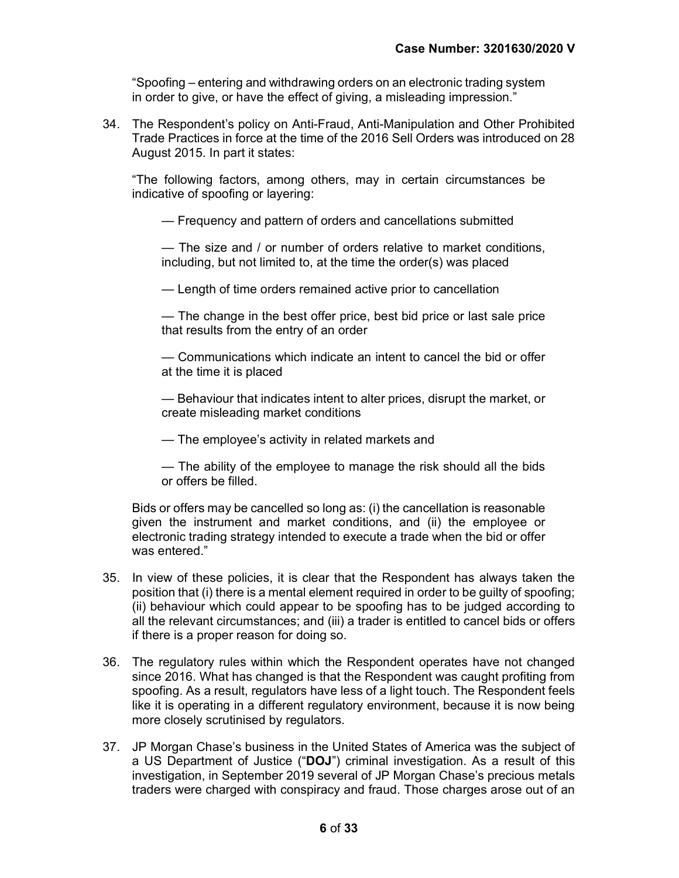"Spoofing – entering and withdrawing orders on an electronic trading system in order to give, or have the effect of giving, a misleading impression."

34. The Respondent's policy on Anti-Fraud, Anti-Manipulation and Other Prohibited Trade Practices in force at the time of the 2016 Sell Orders was introduced on 28 August 2015. In part it states:

"The following factors, among others, may in certain circumstances be indicative of spoofing or layering:

— Frequency and pattern of orders and cancellations submitted

— The size and / or number of orders relative to market conditions, including, but not limited to, at the time the order(s) was placed

— Length of time orders remained active prior to cancellation

— The change in the best offer price, best bid price or last sale price that results from the entry of an order

— Communications which indicate an intent to cancel the bid or offer at the time it is placed

— Behaviour that indicates intent to alter prices, disrupt the market, or create misleading market conditions

— The employee's activity in related markets and

— The ability of the employee to manage the risk should all the bids or offers be filled.

Bids or offers may be cancelled so long as: (i) the cancellation is reasonable given the instrument and market conditions, and (ii) the employee or electronic trading strategy intended to execute a trade when the bid or offer was entered."

35. In view of these policies, it is clear that the Respondent has always taken the position that (i) there is a mental element required in order to be guilty of spoofing; (ii) behaviour which could appear to be spoofing has to be judged according to all the relevant circumstances; and (iii) a trader is entitled to cancel bids or offers if there is a proper reason for doing so.

36. The regulatory rules within which the Respondent operates have not changed since 2016. What has changed is that the Respondent was caught profiting from spoofing. As a result, regulators have less of a light touch. The Respondent feels like it is operating in a different regulatory environment, because it is now being more closely scrutinised by regulators.

37. JP Morgan Chase's business in the United States of America was the subject of a US Department of Justice ("**DOJ**") criminal investigation. As a result of this investigation, in September 2019 several of JP Morgan Chase's precious metals traders were charged with conspiracy and fraud. Those charges arose out of an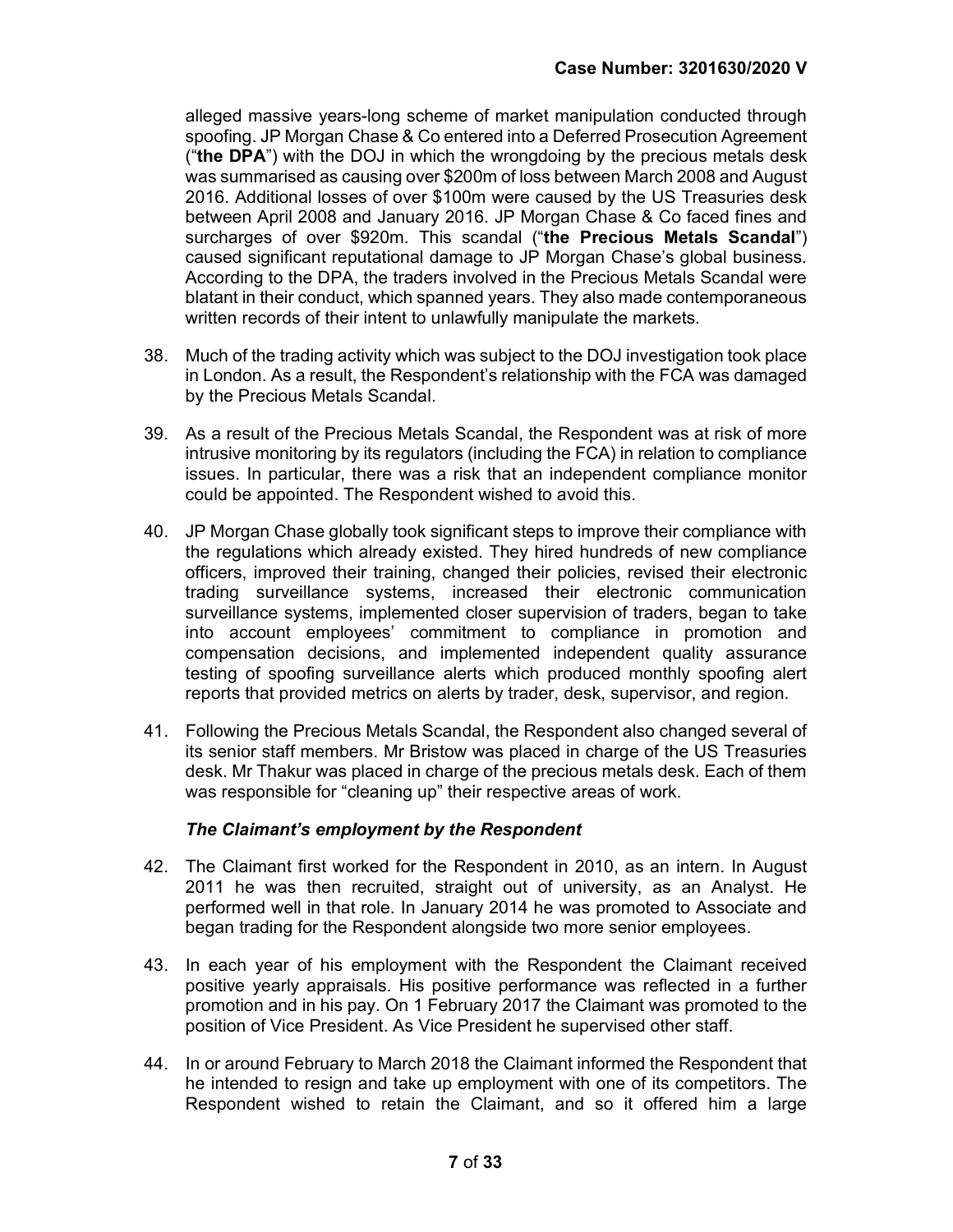alleged massive years-long scheme of market manipulation conducted through spoofing. JP Morgan Chase & Co entered into a Deferred Prosecution Agreement ("**the DPA**") with the DOJ in which the wrongdoing by the precious metals desk was summarised as causing over $200m of loss between March 2008 and August 2016. Additional losses of over $100m were caused by the US Treasuries desk between April 2008 and January 2016. JP Morgan Chase & Co faced fines and surcharges of over $920m. This scandal ("**the Precious Metals Scandal**") caused significant reputational damage to JP Morgan Chase's global business. According to the DPA, the traders involved in the Precious Metals Scandal were blatant in their conduct, which spanned years. They also made contemporaneous written records of their intent to unlawfully manipulate the markets.

38. Much of the trading activity which was subject to the DOJ investigation took place in London. As a result, the Respondent's relationship with the FCA was damaged by the Precious Metals Scandal.

39. As a result of the Precious Metals Scandal, the Respondent was at risk of more intrusive monitoring by its regulators (including the FCA) in relation to compliance issues. In particular, there was a risk that an independent compliance monitor could be appointed. The Respondent wished to avoid this.

40. JP Morgan Chase globally took significant steps to improve their compliance with the regulations which already existed. They hired hundreds of new compliance officers, improved their training, changed their policies, revised their electronic trading surveillance systems, increased their electronic communication surveillance systems, implemented closer supervision of traders, began to take into account employees' commitment to compliance in promotion and compensation decisions, and implemented independent quality assurance testing of spoofing surveillance alerts which produced monthly spoofing alert reports that provided metrics on alerts by trader, desk, supervisor, and region.

41. Following the Precious Metals Scandal, the Respondent also changed several of its senior staff members. Mr Bristow was placed in charge of the US Treasuries desk. Mr Thakur was placed in charge of the precious metals desk. Each of them was responsible for "cleaning up" their respective areas of work.

### *The Claimant's employment by the Respondent*

42. The Claimant first worked for the Respondent in 2010, as an intern. In August 2011 he was then recruited, straight out of university, as an Analyst. He performed well in that role. In January 2014 he was promoted to Associate and began trading for the Respondent alongside two more senior employees.

43. In each year of his employment with the Respondent the Claimant received positive yearly appraisals. His positive performance was reflected in a further promotion and in his pay. On 1 February 2017 the Claimant was promoted to the position of Vice President. As Vice President he supervised other staff.

44. In or around February to March 2018 the Claimant informed the Respondent that he intended to resign and take up employment with one of its competitors. The Respondent wished to retain the Claimant, and so it offered him a large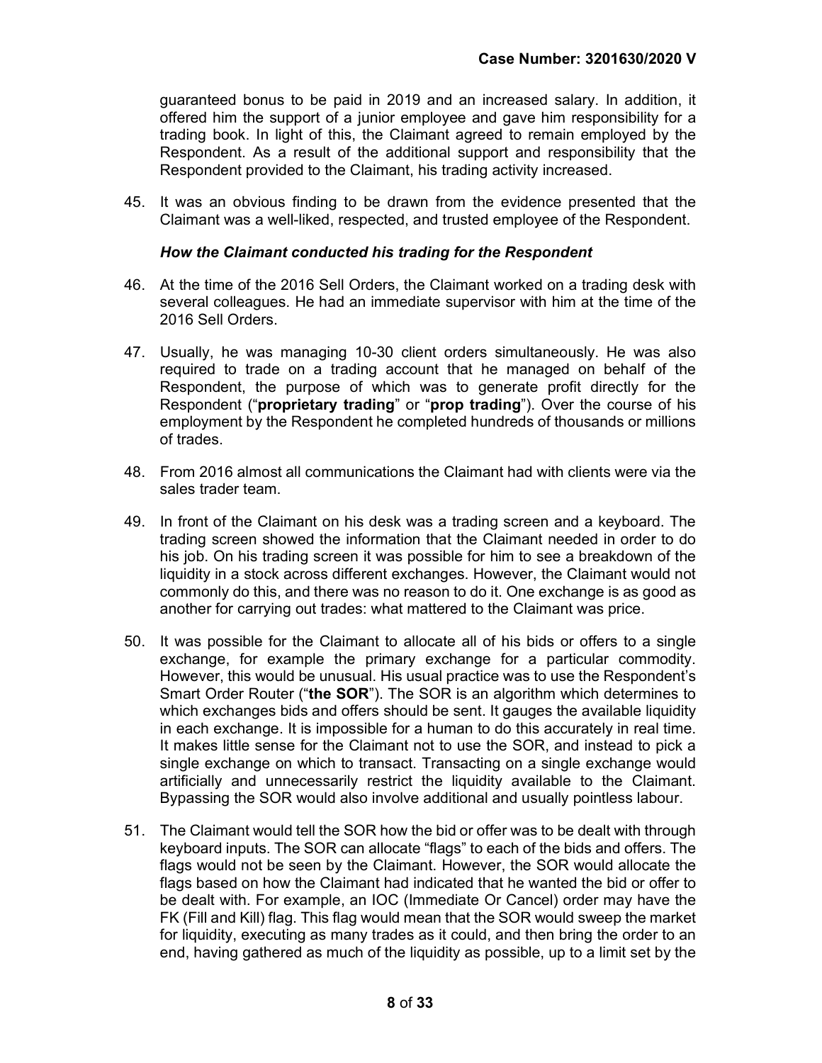guaranteed bonus to be paid in 2019 and an increased salary. In addition, it offered him the support of a junior employee and gave him responsibility for a trading book. In light of this, the Claimant agreed to remain employed by the Respondent. As a result of the additional support and responsibility that the Respondent provided to the Claimant, his trading activity increased.

45. It was an obvious finding to be drawn from the evidence presented that the Claimant was a well-liked, respected, and trusted employee of the Respondent.

***How the Claimant conducted his trading for the Respondent***

46. At the time of the 2016 Sell Orders, the Claimant worked on a trading desk with several colleagues. He had an immediate supervisor with him at the time of the 2016 Sell Orders.

47. Usually, he was managing 10-30 client orders simultaneously. He was also required to trade on a trading account that he managed on behalf of the Respondent, the purpose of which was to generate profit directly for the Respondent ("**proprietary trading**" or "**prop trading**"). Over the course of his employment by the Respondent he completed hundreds of thousands or millions of trades.

48. From 2016 almost all communications the Claimant had with clients were via the sales trader team.

49. In front of the Claimant on his desk was a trading screen and a keyboard. The trading screen showed the information that the Claimant needed in order to do his job. On his trading screen it was possible for him to see a breakdown of the liquidity in a stock across different exchanges. However, the Claimant would not commonly do this, and there was no reason to do it. One exchange is as good as another for carrying out trades: what mattered to the Claimant was price.

50. It was possible for the Claimant to allocate all of his bids or offers to a single exchange, for example the primary exchange for a particular commodity. However, this would be unusual. His usual practice was to use the Respondent's Smart Order Router ("**the SOR**"). The SOR is an algorithm which determines to which exchanges bids and offers should be sent. It gauges the available liquidity in each exchange. It is impossible for a human to do this accurately in real time. It makes little sense for the Claimant not to use the SOR, and instead to pick a single exchange on which to transact. Transacting on a single exchange would artificially and unnecessarily restrict the liquidity available to the Claimant. Bypassing the SOR would also involve additional and usually pointless labour.

51. The Claimant would tell the SOR how the bid or offer was to be dealt with through keyboard inputs. The SOR can allocate "flags" to each of the bids and offers. The flags would not be seen by the Claimant. However, the SOR would allocate the flags based on how the Claimant had indicated that he wanted the bid or offer to be dealt with. For example, an IOC (Immediate Or Cancel) order may have the FK (Fill and Kill) flag. This flag would mean that the SOR would sweep the market for liquidity, executing as many trades as it could, and then bring the order to an end, having gathered as much of the liquidity as possible, up to a limit set by the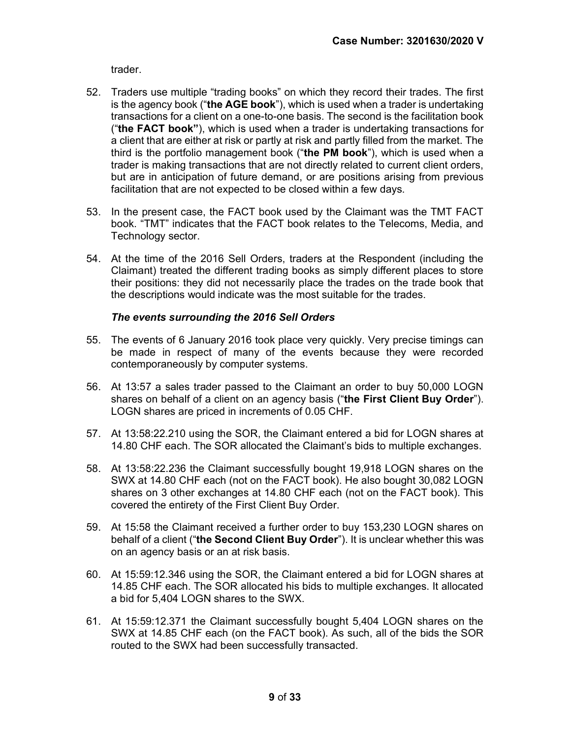trader.

52. Traders use multiple "trading books" on which they record their trades. The first is the agency book ("**the AGE book**"), which is used when a trader is undertaking transactions for a client on a one-to-one basis. The second is the facilitation book ("**the FACT book"**), which is used when a trader is undertaking transactions for a client that are either at risk or partly at risk and partly filled from the market. The third is the portfolio management book ("**the PM book**"), which is used when a trader is making transactions that are not directly related to current client orders, but are in anticipation of future demand, or are positions arising from previous facilitation that are not expected to be closed within a few days.

53. In the present case, the FACT book used by the Claimant was the TMT FACT book. "TMT" indicates that the FACT book relates to the Telecoms, Media, and Technology sector.

54. At the time of the 2016 Sell Orders, traders at the Respondent (including the Claimant) treated the different trading books as simply different places to store their positions: they did not necessarily place the trades on the trade book that the descriptions would indicate was the most suitable for the trades.

### *The events surrounding the 2016 Sell Orders*

55. The events of 6 January 2016 took place very quickly. Very precise timings can be made in respect of many of the events because they were recorded contemporaneously by computer systems.

56. At 13:57 a sales trader passed to the Claimant an order to buy 50,000 LOGN shares on behalf of a client on an agency basis ("**the First Client Buy Order**"). LOGN shares are priced in increments of 0.05 CHF.

57. At 13:58:22.210 using the SOR, the Claimant entered a bid for LOGN shares at 14.80 CHF each. The SOR allocated the Claimant's bids to multiple exchanges.

58. At 13:58:22.236 the Claimant successfully bought 19,918 LOGN shares on the SWX at 14.80 CHF each (not on the FACT book). He also bought 30,082 LOGN shares on 3 other exchanges at 14.80 CHF each (not on the FACT book). This covered the entirety of the First Client Buy Order.

59. At 15:58 the Claimant received a further order to buy 153,230 LOGN shares on behalf of a client ("**the Second Client Buy Order**"). It is unclear whether this was on an agency basis or an at risk basis.

60. At 15:59:12.346 using the SOR, the Claimant entered a bid for LOGN shares at 14.85 CHF each. The SOR allocated his bids to multiple exchanges. It allocated a bid for 5,404 LOGN shares to the SWX.

61. At 15:59:12.371 the Claimant successfully bought 5,404 LOGN shares on the SWX at 14.85 CHF each (on the FACT book). As such, all of the bids the SOR routed to the SWX had been successfully transacted.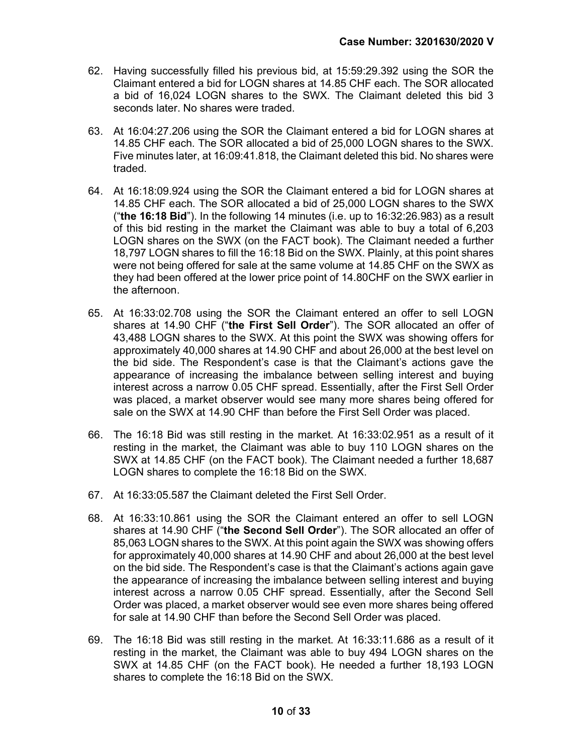62. Having successfully filled his previous bid, at 15:59:29.392 using the SOR the Claimant entered a bid for LOGN shares at 14.85 CHF each. The SOR allocated a bid of 16,024 LOGN shares to the SWX. The Claimant deleted this bid 3 seconds later. No shares were traded.

63. At 16:04:27.206 using the SOR the Claimant entered a bid for LOGN shares at 14.85 CHF each. The SOR allocated a bid of 25,000 LOGN shares to the SWX. Five minutes later, at 16:09:41.818, the Claimant deleted this bid. No shares were traded.

64. At 16:18:09.924 using the SOR the Claimant entered a bid for LOGN shares at 14.85 CHF each. The SOR allocated a bid of 25,000 LOGN shares to the SWX ("**the 16:18 Bid**"). In the following 14 minutes (i.e. up to 16:32:26.983) as a result of this bid resting in the market the Claimant was able to buy a total of 6,203 LOGN shares on the SWX (on the FACT book). The Claimant needed a further 18,797 LOGN shares to fill the 16:18 Bid on the SWX. Plainly, at this point shares were not being offered for sale at the same volume at 14.85 CHF on the SWX as they had been offered at the lower price point of 14.80CHF on the SWX earlier in the afternoon.

65. At 16:33:02.708 using the SOR the Claimant entered an offer to sell LOGN shares at 14.90 CHF ("**the First Sell Order**"). The SOR allocated an offer of 43,488 LOGN shares to the SWX. At this point the SWX was showing offers for approximately 40,000 shares at 14.90 CHF and about 26,000 at the best level on the bid side. The Respondent's case is that the Claimant's actions gave the appearance of increasing the imbalance between selling interest and buying interest across a narrow 0.05 CHF spread. Essentially, after the First Sell Order was placed, a market observer would see many more shares being offered for sale on the SWX at 14.90 CHF than before the First Sell Order was placed.

66. The 16:18 Bid was still resting in the market. At 16:33:02.951 as a result of it resting in the market, the Claimant was able to buy 110 LOGN shares on the SWX at 14.85 CHF (on the FACT book). The Claimant needed a further 18,687 LOGN shares to complete the 16:18 Bid on the SWX.

67. At 16:33:05.587 the Claimant deleted the First Sell Order.

68. At 16:33:10.861 using the SOR the Claimant entered an offer to sell LOGN shares at 14.90 CHF ("**the Second Sell Order**"). The SOR allocated an offer of 85,063 LOGN shares to the SWX. At this point again the SWX was showing offers for approximately 40,000 shares at 14.90 CHF and about 26,000 at the best level on the bid side. The Respondent's case is that the Claimant's actions again gave the appearance of increasing the imbalance between selling interest and buying interest across a narrow 0.05 CHF spread. Essentially, after the Second Sell Order was placed, a market observer would see even more shares being offered for sale at 14.90 CHF than before the Second Sell Order was placed.

69. The 16:18 Bid was still resting in the market. At 16:33:11.686 as a result of it resting in the market, the Claimant was able to buy 494 LOGN shares on the SWX at 14.85 CHF (on the FACT book). He needed a further 18,193 LOGN shares to complete the 16:18 Bid on the SWX.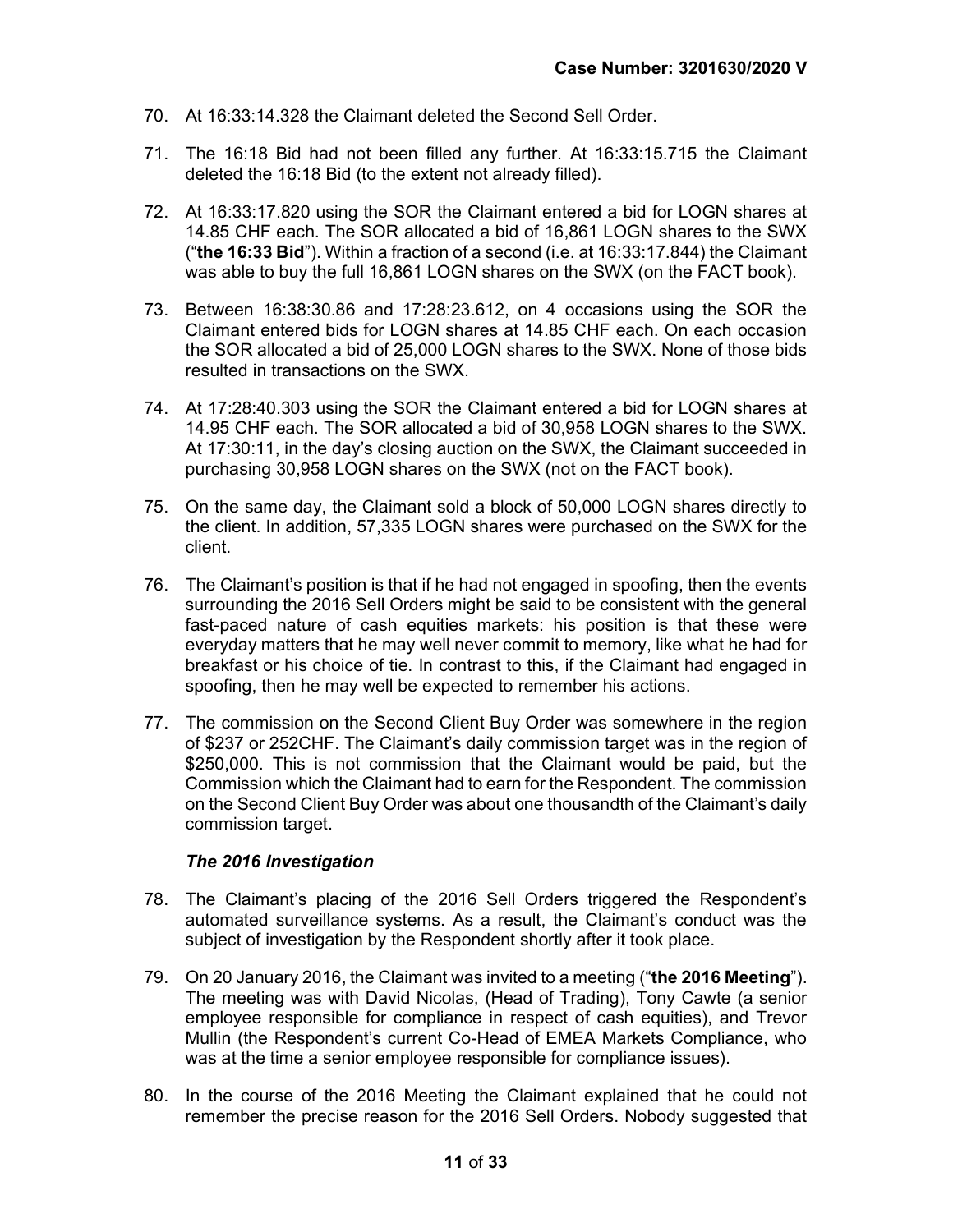70. At 16:33:14.328 the Claimant deleted the Second Sell Order.

71. The 16:18 Bid had not been filled any further. At 16:33:15.715 the Claimant deleted the 16:18 Bid (to the extent not already filled).

72. At 16:33:17.820 using the SOR the Claimant entered a bid for LOGN shares at 14.85 CHF each. The SOR allocated a bid of 16,861 LOGN shares to the SWX ("**the 16:33 Bid**"). Within a fraction of a second (i.e. at 16:33:17.844) the Claimant was able to buy the full 16,861 LOGN shares on the SWX (on the FACT book).

73. Between 16:38:30.86 and 17:28:23.612, on 4 occasions using the SOR the Claimant entered bids for LOGN shares at 14.85 CHF each. On each occasion the SOR allocated a bid of 25,000 LOGN shares to the SWX. None of those bids resulted in transactions on the SWX.

74. At 17:28:40.303 using the SOR the Claimant entered a bid for LOGN shares at 14.95 CHF each. The SOR allocated a bid of 30,958 LOGN shares to the SWX. At 17:30:11, in the day's closing auction on the SWX, the Claimant succeeded in purchasing 30,958 LOGN shares on the SWX (not on the FACT book).

75. On the same day, the Claimant sold a block of 50,000 LOGN shares directly to the client. In addition, 57,335 LOGN shares were purchased on the SWX for the client.

76. The Claimant's position is that if he had not engaged in spoofing, then the events surrounding the 2016 Sell Orders might be said to be consistent with the general fast-paced nature of cash equities markets: his position is that these were everyday matters that he may well never commit to memory, like what he had for breakfast or his choice of tie. In contrast to this, if the Claimant had engaged in spoofing, then he may well be expected to remember his actions.

77. The commission on the Second Client Buy Order was somewhere in the region of $237 or 252CHF. The Claimant's daily commission target was in the region of $250,000. This is not commission that the Claimant would be paid, but the Commission which the Claimant had to earn for the Respondent. The commission on the Second Client Buy Order was about one thousandth of the Claimant's daily commission target.

***The 2016 Investigation***

78. The Claimant's placing of the 2016 Sell Orders triggered the Respondent's automated surveillance systems. As a result, the Claimant's conduct was the subject of investigation by the Respondent shortly after it took place.

79. On 20 January 2016, the Claimant was invited to a meeting ("**the 2016 Meeting**"). The meeting was with David Nicolas, (Head of Trading), Tony Cawte (a senior employee responsible for compliance in respect of cash equities), and Trevor Mullin (the Respondent's current Co-Head of EMEA Markets Compliance, who was at the time a senior employee responsible for compliance issues).

80. In the course of the 2016 Meeting the Claimant explained that he could not remember the precise reason for the 2016 Sell Orders. Nobody suggested that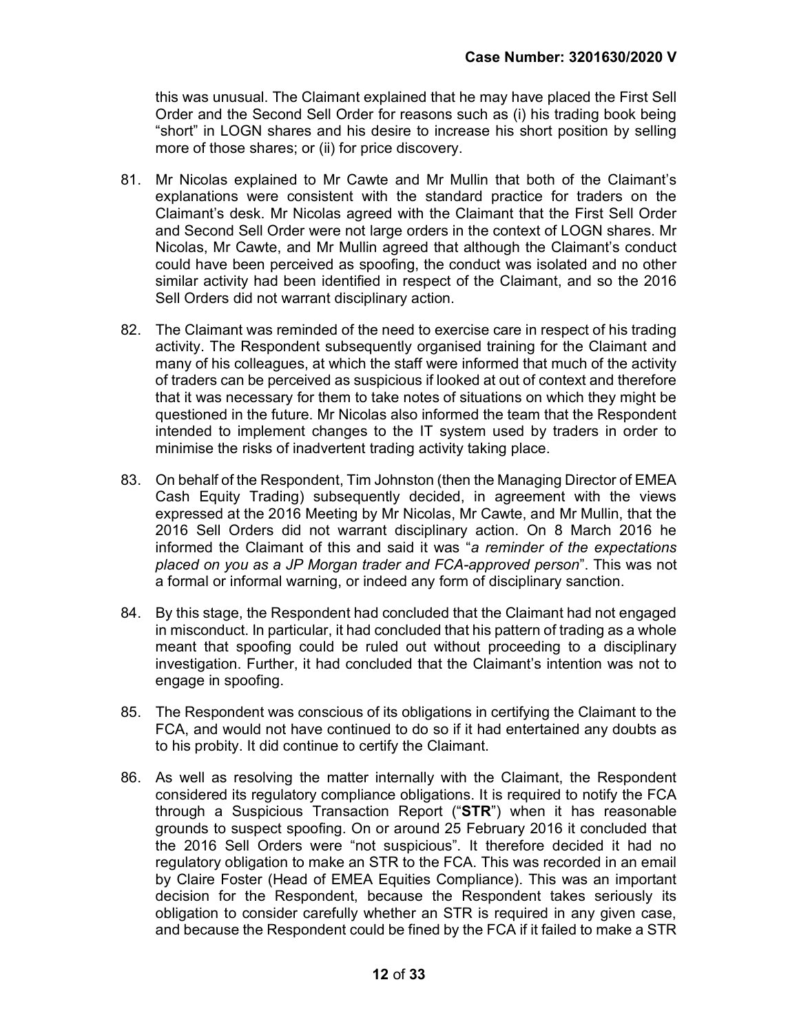this was unusual. The Claimant explained that he may have placed the First Sell Order and the Second Sell Order for reasons such as (i) his trading book being "short" in LOGN shares and his desire to increase his short position by selling more of those shares; or (ii) for price discovery.

81. Mr Nicolas explained to Mr Cawte and Mr Mullin that both of the Claimant's explanations were consistent with the standard practice for traders on the Claimant's desk. Mr Nicolas agreed with the Claimant that the First Sell Order and Second Sell Order were not large orders in the context of LOGN shares. Mr Nicolas, Mr Cawte, and Mr Mullin agreed that although the Claimant's conduct could have been perceived as spoofing, the conduct was isolated and no other similar activity had been identified in respect of the Claimant, and so the 2016 Sell Orders did not warrant disciplinary action.

82. The Claimant was reminded of the need to exercise care in respect of his trading activity. The Respondent subsequently organised training for the Claimant and many of his colleagues, at which the staff were informed that much of the activity of traders can be perceived as suspicious if looked at out of context and therefore that it was necessary for them to take notes of situations on which they might be questioned in the future. Mr Nicolas also informed the team that the Respondent intended to implement changes to the IT system used by traders in order to minimise the risks of inadvertent trading activity taking place.

83. On behalf of the Respondent, Tim Johnston (then the Managing Director of EMEA Cash Equity Trading) subsequently decided, in agreement with the views expressed at the 2016 Meeting by Mr Nicolas, Mr Cawte, and Mr Mullin, that the 2016 Sell Orders did not warrant disciplinary action. On 8 March 2016 he informed the Claimant of this and said it was "*a reminder of the expectations placed on you as a JP Morgan trader and FCA-approved person*". This was not a formal or informal warning, or indeed any form of disciplinary sanction.

84. By this stage, the Respondent had concluded that the Claimant had not engaged in misconduct. In particular, it had concluded that his pattern of trading as a whole meant that spoofing could be ruled out without proceeding to a disciplinary investigation. Further, it had concluded that the Claimant's intention was not to engage in spoofing.

85. The Respondent was conscious of its obligations in certifying the Claimant to the FCA, and would not have continued to do so if it had entertained any doubts as to his probity. It did continue to certify the Claimant.

86. As well as resolving the matter internally with the Claimant, the Respondent considered its regulatory compliance obligations. It is required to notify the FCA through a Suspicious Transaction Report ("**STR**") when it has reasonable grounds to suspect spoofing. On or around 25 February 2016 it concluded that the 2016 Sell Orders were "not suspicious". It therefore decided it had no regulatory obligation to make an STR to the FCA. This was recorded in an email by Claire Foster (Head of EMEA Equities Compliance). This was an important decision for the Respondent, because the Respondent takes seriously its obligation to consider carefully whether an STR is required in any given case, and because the Respondent could be fined by the FCA if it failed to make a STR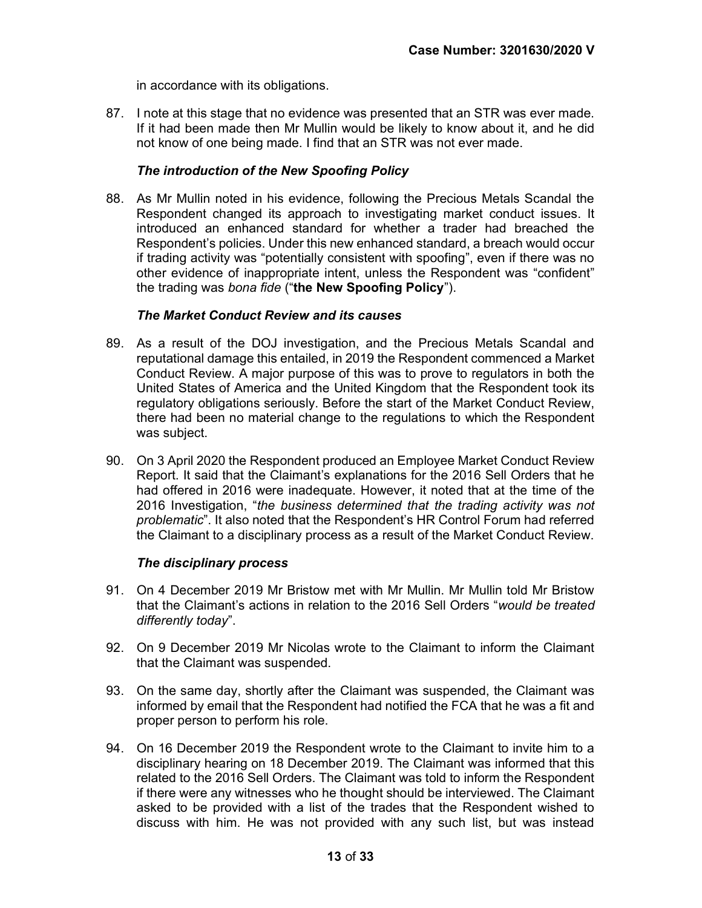in accordance with its obligations.

87. I note at this stage that no evidence was presented that an STR was ever made. If it had been made then Mr Mullin would be likely to know about it, and he did not know of one being made. I find that an STR was not ever made.

### *The introduction of the New Spoofing Policy*

88. As Mr Mullin noted in his evidence, following the Precious Metals Scandal the Respondent changed its approach to investigating market conduct issues. It introduced an enhanced standard for whether a trader had breached the Respondent's policies. Under this new enhanced standard, a breach would occur if trading activity was "potentially consistent with spoofing", even if there was no other evidence of inappropriate intent, unless the Respondent was "confident" the trading was *bona fide* ("**the New Spoofing Policy**").

### *The Market Conduct Review and its causes*

89. As a result of the DOJ investigation, and the Precious Metals Scandal and reputational damage this entailed, in 2019 the Respondent commenced a Market Conduct Review. A major purpose of this was to prove to regulators in both the United States of America and the United Kingdom that the Respondent took its regulatory obligations seriously. Before the start of the Market Conduct Review, there had been no material change to the regulations to which the Respondent was subject.

90. On 3 April 2020 the Respondent produced an Employee Market Conduct Review Report. It said that the Claimant's explanations for the 2016 Sell Orders that he had offered in 2016 were inadequate. However, it noted that at the time of the 2016 Investigation, "*the business determined that the trading activity was not problematic*". It also noted that the Respondent's HR Control Forum had referred the Claimant to a disciplinary process as a result of the Market Conduct Review.

### *The disciplinary process*

91. On 4 December 2019 Mr Bristow met with Mr Mullin. Mr Mullin told Mr Bristow that the Claimant's actions in relation to the 2016 Sell Orders "*would be treated differently today*".

92. On 9 December 2019 Mr Nicolas wrote to the Claimant to inform the Claimant that the Claimant was suspended.

93. On the same day, shortly after the Claimant was suspended, the Claimant was informed by email that the Respondent had notified the FCA that he was a fit and proper person to perform his role.

94. On 16 December 2019 the Respondent wrote to the Claimant to invite him to a disciplinary hearing on 18 December 2019. The Claimant was informed that this related to the 2016 Sell Orders. The Claimant was told to inform the Respondent if there were any witnesses who he thought should be interviewed. The Claimant asked to be provided with a list of the trades that the Respondent wished to discuss with him. He was not provided with any such list, but was instead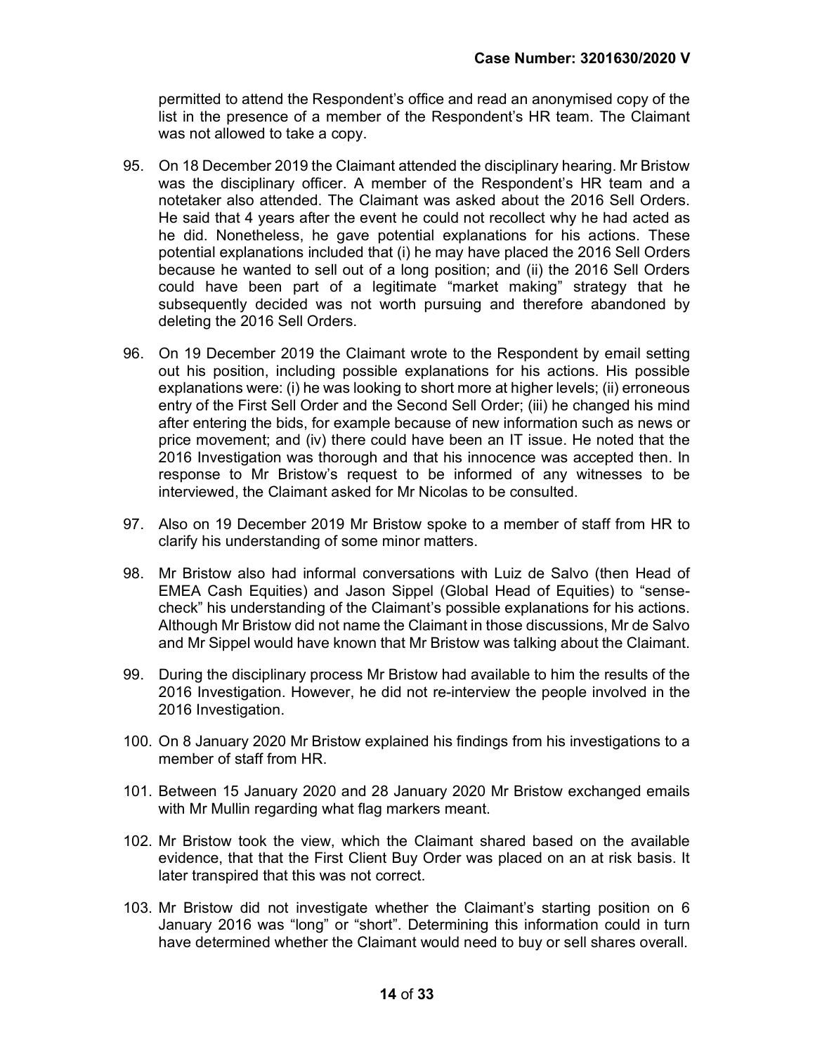permitted to attend the Respondent's office and read an anonymised copy of the list in the presence of a member of the Respondent's HR team. The Claimant was not allowed to take a copy.

95. On 18 December 2019 the Claimant attended the disciplinary hearing. Mr Bristow was the disciplinary officer. A member of the Respondent's HR team and a notetaker also attended. The Claimant was asked about the 2016 Sell Orders. He said that 4 years after the event he could not recollect why he had acted as he did. Nonetheless, he gave potential explanations for his actions. These potential explanations included that (i) he may have placed the 2016 Sell Orders because he wanted to sell out of a long position; and (ii) the 2016 Sell Orders could have been part of a legitimate "market making" strategy that he subsequently decided was not worth pursuing and therefore abandoned by deleting the 2016 Sell Orders.

96. On 19 December 2019 the Claimant wrote to the Respondent by email setting out his position, including possible explanations for his actions. His possible explanations were: (i) he was looking to short more at higher levels; (ii) erroneous entry of the First Sell Order and the Second Sell Order; (iii) he changed his mind after entering the bids, for example because of new information such as news or price movement; and (iv) there could have been an IT issue. He noted that the 2016 Investigation was thorough and that his innocence was accepted then. In response to Mr Bristow's request to be informed of any witnesses to be interviewed, the Claimant asked for Mr Nicolas to be consulted.

97. Also on 19 December 2019 Mr Bristow spoke to a member of staff from HR to clarify his understanding of some minor matters.

98. Mr Bristow also had informal conversations with Luiz de Salvo (then Head of EMEA Cash Equities) and Jason Sippel (Global Head of Equities) to "sense-check" his understanding of the Claimant's possible explanations for his actions. Although Mr Bristow did not name the Claimant in those discussions, Mr de Salvo and Mr Sippel would have known that Mr Bristow was talking about the Claimant.

99. During the disciplinary process Mr Bristow had available to him the results of the 2016 Investigation. However, he did not re-interview the people involved in the 2016 Investigation.

100. On 8 January 2020 Mr Bristow explained his findings from his investigations to a member of staff from HR.

101. Between 15 January 2020 and 28 January 2020 Mr Bristow exchanged emails with Mr Mullin regarding what flag markers meant.

102. Mr Bristow took the view, which the Claimant shared based on the available evidence, that that the First Client Buy Order was placed on an at risk basis. It later transpired that this was not correct.

103. Mr Bristow did not investigate whether the Claimant's starting position on 6 January 2016 was "long" or "short". Determining this information could in turn have determined whether the Claimant would need to buy or sell shares overall.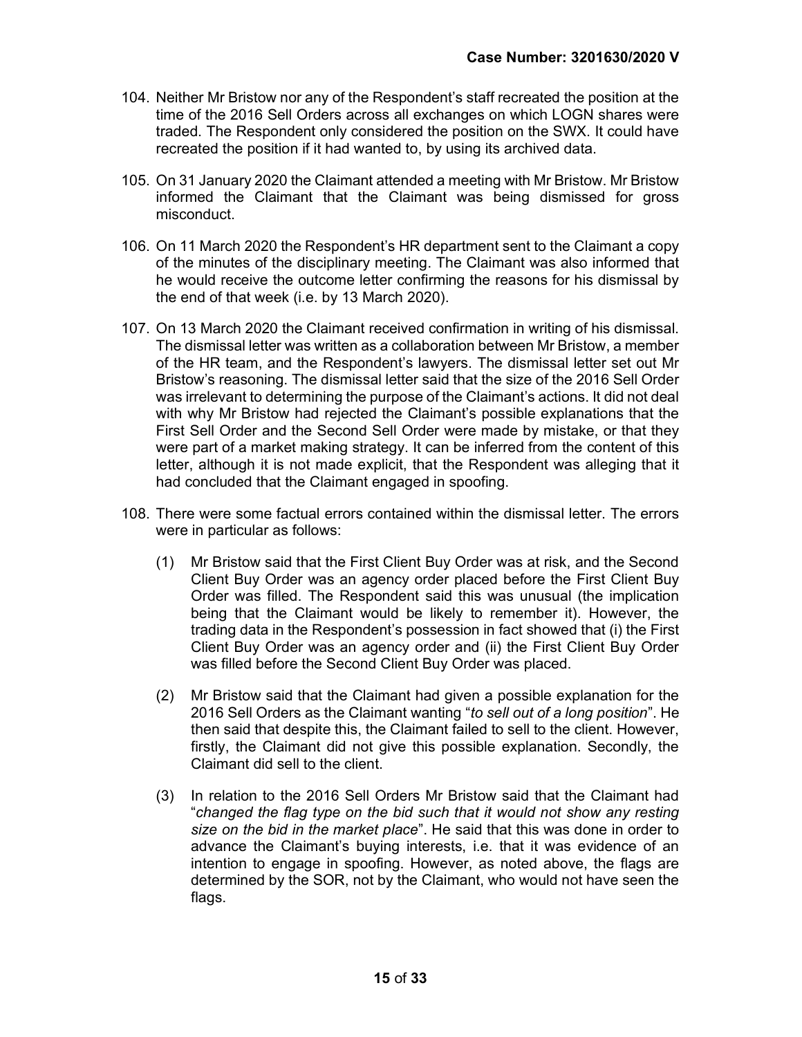104. Neither Mr Bristow nor any of the Respondent's staff recreated the position at the time of the 2016 Sell Orders across all exchanges on which LOGN shares were traded. The Respondent only considered the position on the SWX. It could have recreated the position if it had wanted to, by using its archived data.

105. On 31 January 2020 the Claimant attended a meeting with Mr Bristow. Mr Bristow informed the Claimant that the Claimant was being dismissed for gross misconduct.

106. On 11 March 2020 the Respondent's HR department sent to the Claimant a copy of the minutes of the disciplinary meeting. The Claimant was also informed that he would receive the outcome letter confirming the reasons for his dismissal by the end of that week (i.e. by 13 March 2020).

107. On 13 March 2020 the Claimant received confirmation in writing of his dismissal. The dismissal letter was written as a collaboration between Mr Bristow, a member of the HR team, and the Respondent's lawyers. The dismissal letter set out Mr Bristow's reasoning. The dismissal letter said that the size of the 2016 Sell Order was irrelevant to determining the purpose of the Claimant's actions. It did not deal with why Mr Bristow had rejected the Claimant's possible explanations that the First Sell Order and the Second Sell Order were made by mistake, or that they were part of a market making strategy. It can be inferred from the content of this letter, although it is not made explicit, that the Respondent was alleging that it had concluded that the Claimant engaged in spoofing.

108. There were some factual errors contained within the dismissal letter. The errors were in particular as follows:

    (1) Mr Bristow said that the First Client Buy Order was at risk, and the Second Client Buy Order was an agency order placed before the First Client Buy Order was filled. The Respondent said this was unusual (the implication being that the Claimant would be likely to remember it). However, the trading data in the Respondent's possession in fact showed that (i) the First Client Buy Order was an agency order and (ii) the First Client Buy Order was filled before the Second Client Buy Order was placed.

    (2) Mr Bristow said that the Claimant had given a possible explanation for the 2016 Sell Orders as the Claimant wanting "*to sell out of a long position*". He then said that despite this, the Claimant failed to sell to the client. However, firstly, the Claimant did not give this possible explanation. Secondly, the Claimant did sell to the client.

    (3) In relation to the 2016 Sell Orders Mr Bristow said that the Claimant had "*changed the flag type on the bid such that it would not show any resting size on the bid in the market place*". He said that this was done in order to advance the Claimant's buying interests, i.e. that it was evidence of an intention to engage in spoofing. However, as noted above, the flags are determined by the SOR, not by the Claimant, who would not have seen the flags.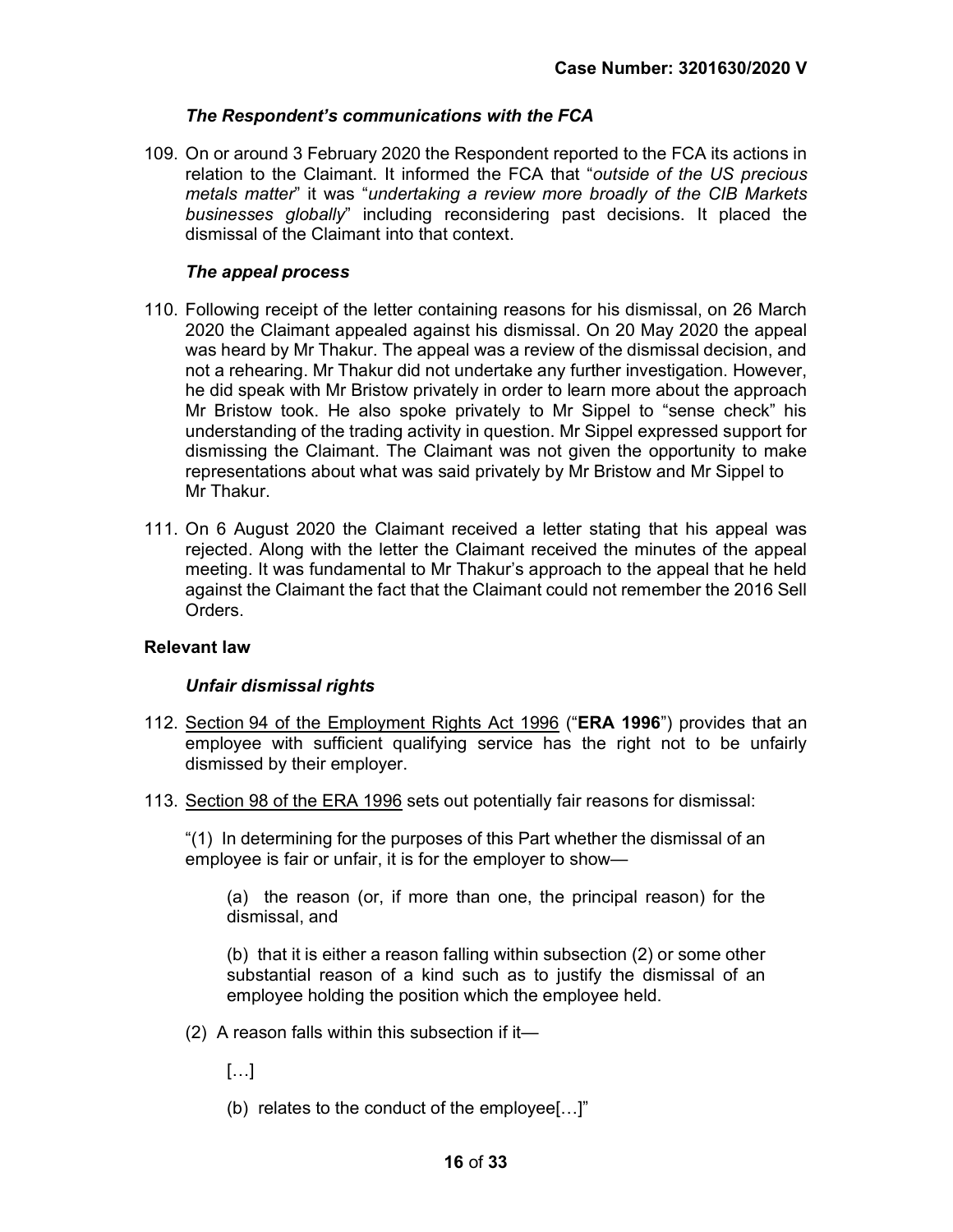### *The Respondent's communications with the FCA*

109. On or around 3 February 2020 the Respondent reported to the FCA its actions in relation to the Claimant. It informed the FCA that "*outside of the US precious metals matter*" it was "*undertaking a review more broadly of the CIB Markets businesses globally*" including reconsidering past decisions. It placed the dismissal of the Claimant into that context.

### *The appeal process*

110. Following receipt of the letter containing reasons for his dismissal, on 26 March 2020 the Claimant appealed against his dismissal. On 20 May 2020 the appeal was heard by Mr Thakur. The appeal was a review of the dismissal decision, and not a rehearing. Mr Thakur did not undertake any further investigation. However, he did speak with Mr Bristow privately in order to learn more about the approach Mr Bristow took. He also spoke privately to Mr Sippel to "sense check" his understanding of the trading activity in question. Mr Sippel expressed support for dismissing the Claimant. The Claimant was not given the opportunity to make representations about what was said privately by Mr Bristow and Mr Sippel to Mr Thakur.

111. On 6 August 2020 the Claimant received a letter stating that his appeal was rejected. Along with the letter the Claimant received the minutes of the appeal meeting. It was fundamental to Mr Thakur's approach to the appeal that he held against the Claimant the fact that the Claimant could not remember the 2016 Sell Orders.

## Relevant law

### *Unfair dismissal rights*

112. Section 94 of the Employment Rights Act 1996 ("**ERA 1996**") provides that an employee with sufficient qualifying service has the right not to be unfairly dismissed by their employer.

113. Section 98 of the ERA 1996 sets out potentially fair reasons for dismissal:

"(1) In determining for the purposes of this Part whether the dismissal of an employee is fair or unfair, it is for the employer to show—

(a) the reason (or, if more than one, the principal reason) for the dismissal, and

(b) that it is either a reason falling within subsection (2) or some other substantial reason of a kind such as to justify the dismissal of an employee holding the position which the employee held.

(2) A reason falls within this subsection if it—

[…]

(b) relates to the conduct of the employee[…]"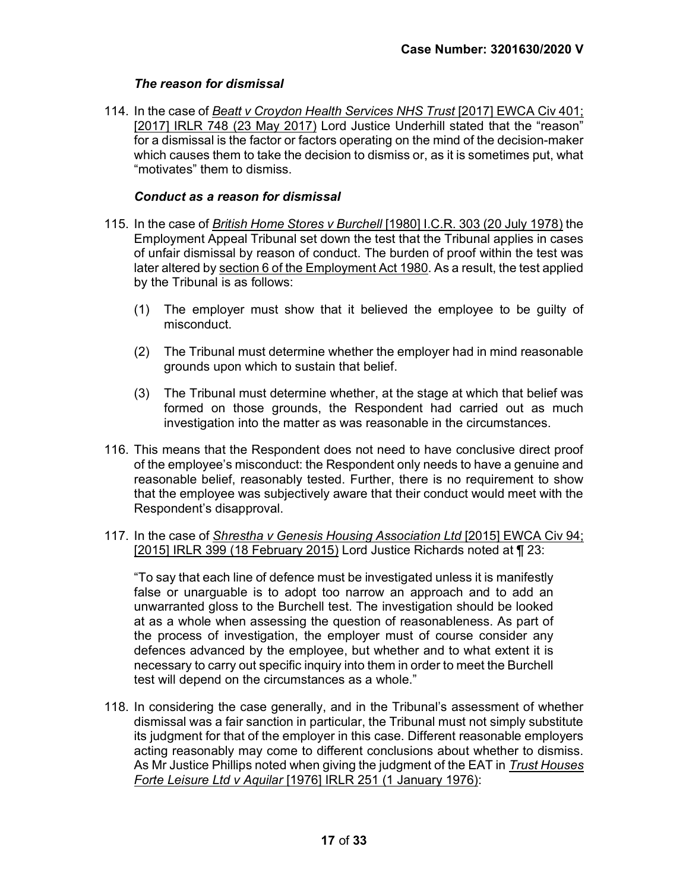### *The reason for dismissal*

114. In the case of *Beatt v Croydon Health Services NHS Trust* [2017] EWCA Civ 401; [2017] IRLR 748 (23 May 2017) Lord Justice Underhill stated that the "reason" for a dismissal is the factor or factors operating on the mind of the decision-maker which causes them to take the decision to dismiss or, as it is sometimes put, what "motivates" them to dismiss.

### *Conduct as a reason for dismissal*

115. In the case of *British Home Stores v Burchell* [1980] I.C.R. 303 (20 July 1978) the Employment Appeal Tribunal set down the test that the Tribunal applies in cases of unfair dismissal by reason of conduct. The burden of proof within the test was later altered by section 6 of the Employment Act 1980. As a result, the test applied by the Tribunal is as follows:

    (1) The employer must show that it believed the employee to be guilty of misconduct.

    (2) The Tribunal must determine whether the employer had in mind reasonable grounds upon which to sustain that belief.

    (3) The Tribunal must determine whether, at the stage at which that belief was formed on those grounds, the Respondent had carried out as much investigation into the matter as was reasonable in the circumstances.

116. This means that the Respondent does not need to have conclusive direct proof of the employee's misconduct: the Respondent only needs to have a genuine and reasonable belief, reasonably tested. Further, there is no requirement to show that the employee was subjectively aware that their conduct would meet with the Respondent's disapproval.

117. In the case of *Shrestha v Genesis Housing Association Ltd* [2015] EWCA Civ 94; [2015] IRLR 399 (18 February 2015) Lord Justice Richards noted at ¶ 23:

    "To say that each line of defence must be investigated unless it is manifestly false or unarguable is to adopt too narrow an approach and to add an unwarranted gloss to the Burchell test. The investigation should be looked at as a whole when assessing the question of reasonableness. As part of the process of investigation, the employer must of course consider any defences advanced by the employee, but whether and to what extent it is necessary to carry out specific inquiry into them in order to meet the Burchell test will depend on the circumstances as a whole."

118. In considering the case generally, and in the Tribunal's assessment of whether dismissal was a fair sanction in particular, the Tribunal must not simply substitute its judgment for that of the employer in this case. Different reasonable employers acting reasonably may come to different conclusions about whether to dismiss. As Mr Justice Phillips noted when giving the judgment of the EAT in *Trust Houses Forte Leisure Ltd v Aquilar* [1976] IRLR 251 (1 January 1976):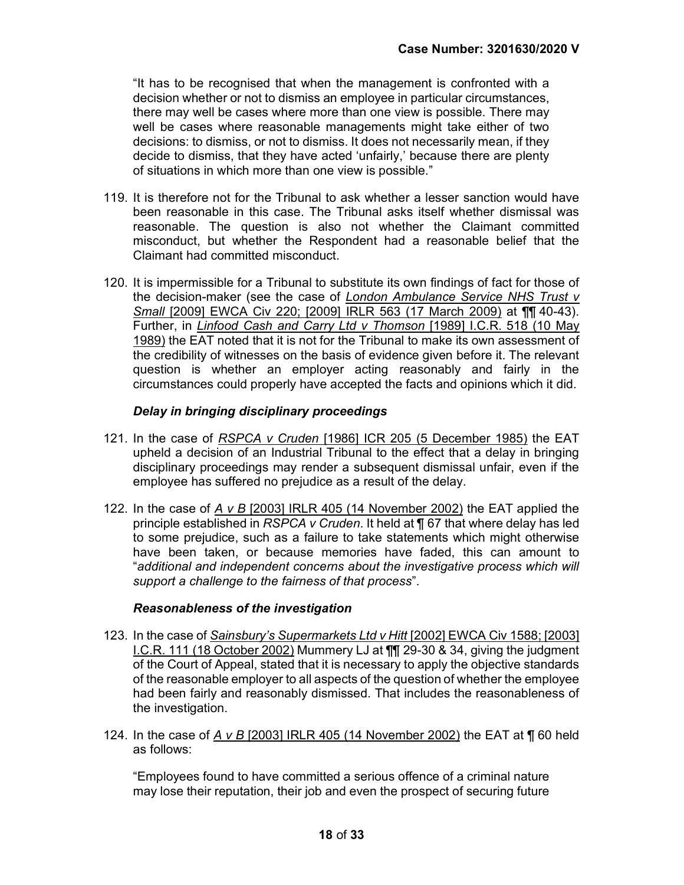"It has to be recognised that when the management is confronted with a decision whether or not to dismiss an employee in particular circumstances, there may well be cases where more than one view is possible. There may well be cases where reasonable managements might take either of two decisions: to dismiss, or not to dismiss. It does not necessarily mean, if they decide to dismiss, that they have acted 'unfairly,' because there are plenty of situations in which more than one view is possible."

119. It is therefore not for the Tribunal to ask whether a lesser sanction would have been reasonable in this case. The Tribunal asks itself whether dismissal was reasonable. The question is also not whether the Claimant committed misconduct, but whether the Respondent had a reasonable belief that the Claimant had committed misconduct.

120. It is impermissible for a Tribunal to substitute its own findings of fact for those of the decision-maker (see the case of *London Ambulance Service NHS Trust v Small* [2009] EWCA Civ 220; [2009] IRLR 563 (17 March 2009) at ¶¶ 40-43). Further, in *Linfood Cash and Carry Ltd v Thomson* [1989] I.C.R. 518 (10 May 1989) the EAT noted that it is not for the Tribunal to make its own assessment of the credibility of witnesses on the basis of evidence given before it. The relevant question is whether an employer acting reasonably and fairly in the circumstances could properly have accepted the facts and opinions which it did.

### *Delay in bringing disciplinary proceedings*

121. In the case of *RSPCA v Cruden* [1986] ICR 205 (5 December 1985) the EAT upheld a decision of an Industrial Tribunal to the effect that a delay in bringing disciplinary proceedings may render a subsequent dismissal unfair, even if the employee has suffered no prejudice as a result of the delay.

122. In the case of *A v B* [2003] IRLR 405 (14 November 2002) the EAT applied the principle established in *RSPCA v Cruden*. It held at ¶ 67 that where delay has led to some prejudice, such as a failure to take statements which might otherwise have been taken, or because memories have faded, this can amount to "*additional and independent concerns about the investigative process which will support a challenge to the fairness of that process*".

### *Reasonableness of the investigation*

123. In the case of *Sainsbury's Supermarkets Ltd v Hitt* [2002] EWCA Civ 1588; [2003] I.C.R. 111 (18 October 2002) Mummery LJ at ¶¶ 29-30 & 34, giving the judgment of the Court of Appeal, stated that it is necessary to apply the objective standards of the reasonable employer to all aspects of the question of whether the employee had been fairly and reasonably dismissed. That includes the reasonableness of the investigation.

124. In the case of *A v B* [2003] IRLR 405 (14 November 2002) the EAT at ¶ 60 held as follows:

"Employees found to have committed a serious offence of a criminal nature may lose their reputation, their job and even the prospect of securing future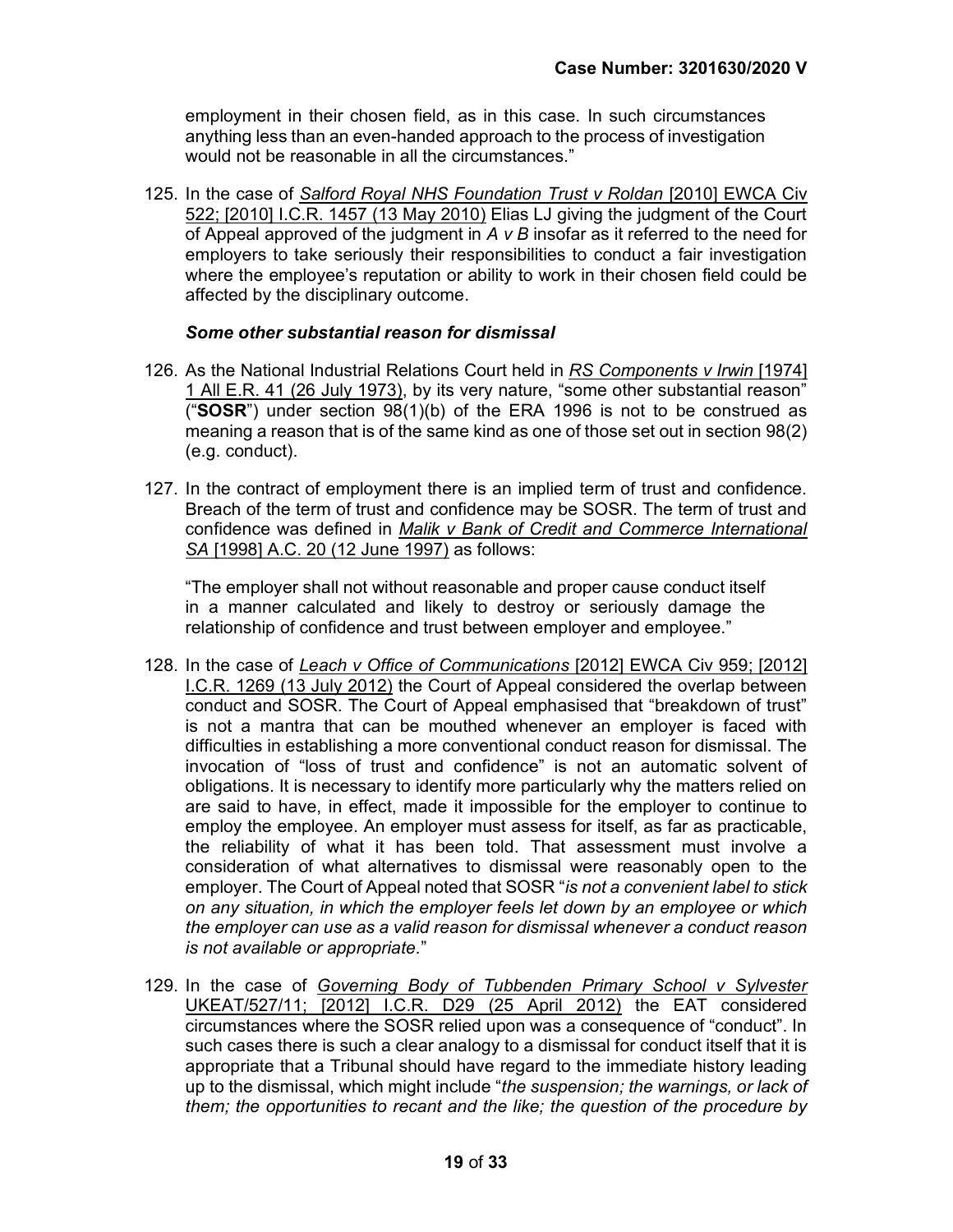employment in their chosen field, as in this case. In such circumstances anything less than an even-handed approach to the process of investigation would not be reasonable in all the circumstances."

125. In the case of Salford Royal NHS Foundation Trust v Roldan [2010] EWCA Civ 522; [2010] I.C.R. 1457 (13 May 2010) Elias LJ giving the judgment of the Court of Appeal approved of the judgment in *A v B* insofar as it referred to the need for employers to take seriously their responsibilities to conduct a fair investigation where the employee's reputation or ability to work in their chosen field could be affected by the disciplinary outcome.

### *Some other substantial reason for dismissal*

126. As the National Industrial Relations Court held in RS Components v Irwin [1974] 1 All E.R. 41 (26 July 1973), by its very nature, "some other substantial reason" ("**SOSR**") under section 98(1)(b) of the ERA 1996 is not to be construed as meaning a reason that is of the same kind as one of those set out in section 98(2) (e.g. conduct).

127. In the contract of employment there is an implied term of trust and confidence. Breach of the term of trust and confidence may be SOSR. The term of trust and confidence was defined in Malik v Bank of Credit and Commerce International SA [1998] A.C. 20 (12 June 1997) as follows:

    "The employer shall not without reasonable and proper cause conduct itself in a manner calculated and likely to destroy or seriously damage the relationship of confidence and trust between employer and employee."

128. In the case of Leach v Office of Communications [2012] EWCA Civ 959; [2012] I.C.R. 1269 (13 July 2012) the Court of Appeal considered the overlap between conduct and SOSR. The Court of Appeal emphasised that "breakdown of trust" is not a mantra that can be mouthed whenever an employer is faced with difficulties in establishing a more conventional conduct reason for dismissal. The invocation of "loss of trust and confidence" is not an automatic solvent of obligations. It is necessary to identify more particularly why the matters relied on are said to have, in effect, made it impossible for the employer to continue to employ the employee. An employer must assess for itself, as far as practicable, the reliability of what it has been told. That assessment must involve a consideration of what alternatives to dismissal were reasonably open to the employer. The Court of Appeal noted that SOSR "*is not a convenient label to stick on any situation, in which the employer feels let down by an employee or which the employer can use as a valid reason for dismissal whenever a conduct reason is not available or appropriate.*"

129. In the case of Governing Body of Tubbenden Primary School v Sylvester UKEAT/527/11; [2012] I.C.R. D29 (25 April 2012) the EAT considered circumstances where the SOSR relied upon was a consequence of "conduct". In such cases there is such a clear analogy to a dismissal for conduct itself that it is appropriate that a Tribunal should have regard to the immediate history leading up to the dismissal, which might include "*the suspension; the warnings, or lack of them; the opportunities to recant and the like; the question of the procedure by*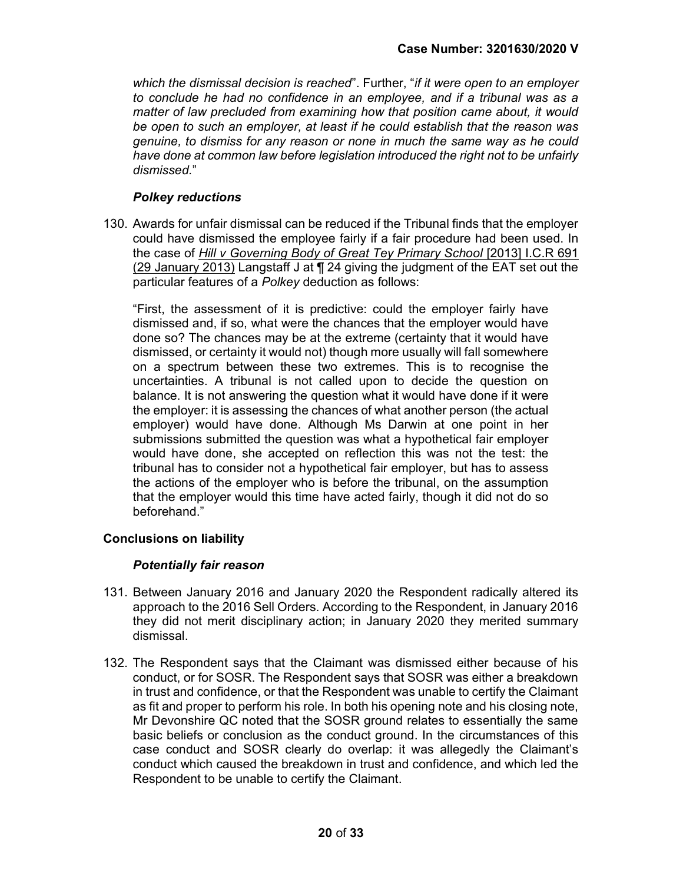*which the dismissal decision is reached*". Further, "*if it were open to an employer to conclude he had no confidence in an employee, and if a tribunal was as a matter of law precluded from examining how that position came about, it would be open to such an employer, at least if he could establish that the reason was genuine, to dismiss for any reason or none in much the same way as he could have done at common law before legislation introduced the right not to be unfairly dismissed.*"

### *Polkey reductions*

130. Awards for unfair dismissal can be reduced if the Tribunal finds that the employer could have dismissed the employee fairly if a fair procedure had been used. In the case of *Hill v Governing Body of Great Tey Primary School* [2013] I.C.R 691 (29 January 2013) Langstaff J at ¶ 24 giving the judgment of the EAT set out the particular features of a *Polkey* deduction as follows:

> "First, the assessment of it is predictive: could the employer fairly have dismissed and, if so, what were the chances that the employer would have done so? The chances may be at the extreme (certainty that it would have dismissed, or certainty it would not) though more usually will fall somewhere on a spectrum between these two extremes. This is to recognise the uncertainties. A tribunal is not called upon to decide the question on balance. It is not answering the question what it would have done if it were the employer: it is assessing the chances of what another person (the actual employer) would have done. Although Ms Darwin at one point in her submissions submitted the question was what a hypothetical fair employer would have done, she accepted on reflection this was not the test: the tribunal has to consider not a hypothetical fair employer, but has to assess the actions of the employer who is before the tribunal, on the assumption that the employer would this time have acted fairly, though it did not do so beforehand."

## Conclusions on liability

### *Potentially fair reason*

131. Between January 2016 and January 2020 the Respondent radically altered its approach to the 2016 Sell Orders. According to the Respondent, in January 2016 they did not merit disciplinary action; in January 2020 they merited summary dismissal.

132. The Respondent says that the Claimant was dismissed either because of his conduct, or for SOSR. The Respondent says that SOSR was either a breakdown in trust and confidence, or that the Respondent was unable to certify the Claimant as fit and proper to perform his role. In both his opening note and his closing note, Mr Devonshire QC noted that the SOSR ground relates to essentially the same basic beliefs or conclusion as the conduct ground. In the circumstances of this case conduct and SOSR clearly do overlap: it was allegedly the Claimant's conduct which caused the breakdown in trust and confidence, and which led the Respondent to be unable to certify the Claimant.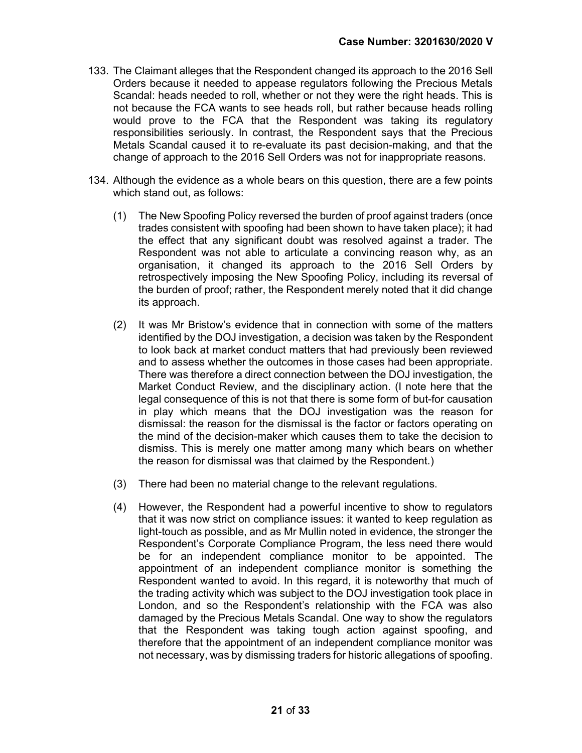133. The Claimant alleges that the Respondent changed its approach to the 2016 Sell Orders because it needed to appease regulators following the Precious Metals Scandal: heads needed to roll, whether or not they were the right heads. This is not because the FCA wants to see heads roll, but rather because heads rolling would prove to the FCA that the Respondent was taking its regulatory responsibilities seriously. In contrast, the Respondent says that the Precious Metals Scandal caused it to re-evaluate its past decision-making, and that the change of approach to the 2016 Sell Orders was not for inappropriate reasons.

134. Although the evidence as a whole bears on this question, there are a few points which stand out, as follows:

    (1) The New Spoofing Policy reversed the burden of proof against traders (once trades consistent with spoofing had been shown to have taken place); it had the effect that any significant doubt was resolved against a trader. The Respondent was not able to articulate a convincing reason why, as an organisation, it changed its approach to the 2016 Sell Orders by retrospectively imposing the New Spoofing Policy, including its reversal of the burden of proof; rather, the Respondent merely noted that it did change its approach.

    (2) It was Mr Bristow's evidence that in connection with some of the matters identified by the DOJ investigation, a decision was taken by the Respondent to look back at market conduct matters that had previously been reviewed and to assess whether the outcomes in those cases had been appropriate. There was therefore a direct connection between the DOJ investigation, the Market Conduct Review, and the disciplinary action. (I note here that the legal consequence of this is not that there is some form of but-for causation in play which means that the DOJ investigation was the reason for dismissal: the reason for the dismissal is the factor or factors operating on the mind of the decision-maker which causes them to take the decision to dismiss. This is merely one matter among many which bears on whether the reason for dismissal was that claimed by the Respondent.)

    (3) There had been no material change to the relevant regulations.

    (4) However, the Respondent had a powerful incentive to show to regulators that it was now strict on compliance issues: it wanted to keep regulation as light-touch as possible, and as Mr Mullin noted in evidence, the stronger the Respondent's Corporate Compliance Program, the less need there would be for an independent compliance monitor to be appointed. The appointment of an independent compliance monitor is something the Respondent wanted to avoid. In this regard, it is noteworthy that much of the trading activity which was subject to the DOJ investigation took place in London, and so the Respondent's relationship with the FCA was also damaged by the Precious Metals Scandal. One way to show the regulators that the Respondent was taking tough action against spoofing, and therefore that the appointment of an independent compliance monitor was not necessary, was by dismissing traders for historic allegations of spoofing.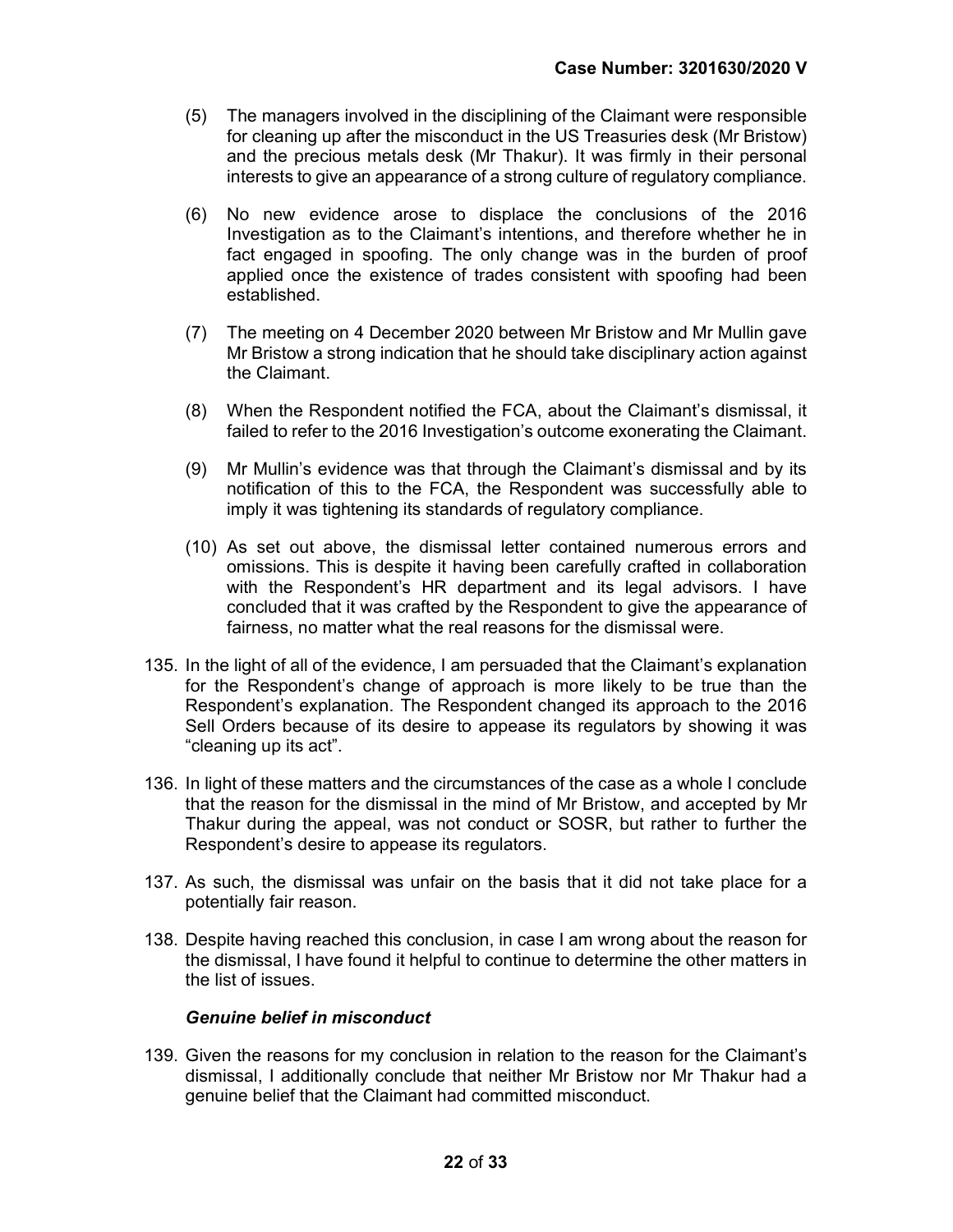(5) The managers involved in the disciplining of the Claimant were responsible for cleaning up after the misconduct in the US Treasuries desk (Mr Bristow) and the precious metals desk (Mr Thakur). It was firmly in their personal interests to give an appearance of a strong culture of regulatory compliance.

(6) No new evidence arose to displace the conclusions of the 2016 Investigation as to the Claimant's intentions, and therefore whether he in fact engaged in spoofing. The only change was in the burden of proof applied once the existence of trades consistent with spoofing had been established.

(7) The meeting on 4 December 2020 between Mr Bristow and Mr Mullin gave Mr Bristow a strong indication that he should take disciplinary action against the Claimant.

(8) When the Respondent notified the FCA, about the Claimant's dismissal, it failed to refer to the 2016 Investigation's outcome exonerating the Claimant.

(9) Mr Mullin's evidence was that through the Claimant's dismissal and by its notification of this to the FCA, the Respondent was successfully able to imply it was tightening its standards of regulatory compliance.

(10) As set out above, the dismissal letter contained numerous errors and omissions. This is despite it having been carefully crafted in collaboration with the Respondent's HR department and its legal advisors. I have concluded that it was crafted by the Respondent to give the appearance of fairness, no matter what the real reasons for the dismissal were.

135. In the light of all of the evidence, I am persuaded that the Claimant's explanation for the Respondent's change of approach is more likely to be true than the Respondent's explanation. The Respondent changed its approach to the 2016 Sell Orders because of its desire to appease its regulators by showing it was "cleaning up its act".

136. In light of these matters and the circumstances of the case as a whole I conclude that the reason for the dismissal in the mind of Mr Bristow, and accepted by Mr Thakur during the appeal, was not conduct or SOSR, but rather to further the Respondent's desire to appease its regulators.

137. As such, the dismissal was unfair on the basis that it did not take place for a potentially fair reason.

138. Despite having reached this conclusion, in case I am wrong about the reason for the dismissal, I have found it helpful to continue to determine the other matters in the list of issues.

***Genuine belief in misconduct***

139. Given the reasons for my conclusion in relation to the reason for the Claimant's dismissal, I additionally conclude that neither Mr Bristow nor Mr Thakur had a genuine belief that the Claimant had committed misconduct.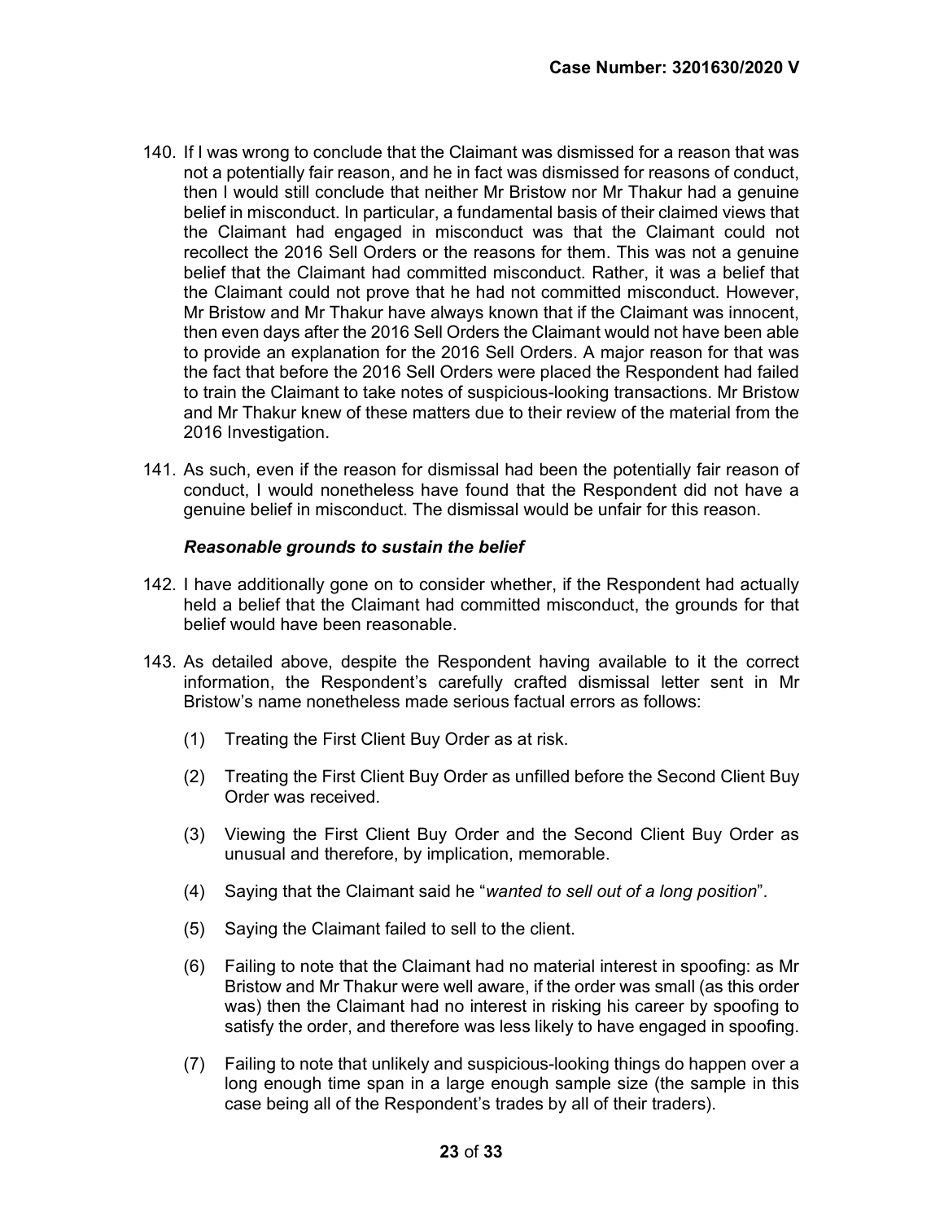140. If I was wrong to conclude that the Claimant was dismissed for a reason that was not a potentially fair reason, and he in fact was dismissed for reasons of conduct, then I would still conclude that neither Mr Bristow nor Mr Thakur had a genuine belief in misconduct. In particular, a fundamental basis of their claimed views that the Claimant had engaged in misconduct was that the Claimant could not recollect the 2016 Sell Orders or the reasons for them. This was not a genuine belief that the Claimant had committed misconduct. Rather, it was a belief that the Claimant could not prove that he had not committed misconduct. However, Mr Bristow and Mr Thakur have always known that if the Claimant was innocent, then even days after the 2016 Sell Orders the Claimant would not have been able to provide an explanation for the 2016 Sell Orders. A major reason for that was the fact that before the 2016 Sell Orders were placed the Respondent had failed to train the Claimant to take notes of suspicious-looking transactions. Mr Bristow and Mr Thakur knew of these matters due to their review of the material from the 2016 Investigation.

141. As such, even if the reason for dismissal had been the potentially fair reason of conduct, I would nonetheless have found that the Respondent did not have a genuine belief in misconduct. The dismissal would be unfair for this reason.

***Reasonable grounds to sustain the belief***

142. I have additionally gone on to consider whether, if the Respondent had actually held a belief that the Claimant had committed misconduct, the grounds for that belief would have been reasonable.

143. As detailed above, despite the Respondent having available to it the correct information, the Respondent's carefully crafted dismissal letter sent in Mr Bristow's name nonetheless made serious factual errors as follows:

    (1) Treating the First Client Buy Order as at risk.

    (2) Treating the First Client Buy Order as unfilled before the Second Client Buy Order was received.

    (3) Viewing the First Client Buy Order and the Second Client Buy Order as unusual and therefore, by implication, memorable.

    (4) Saying that the Claimant said he "*wanted to sell out of a long position*".

    (5) Saying the Claimant failed to sell to the client.

    (6) Failing to note that the Claimant had no material interest in spoofing: as Mr Bristow and Mr Thakur were well aware, if the order was small (as this order was) then the Claimant had no interest in risking his career by spoofing to satisfy the order, and therefore was less likely to have engaged in spoofing.

    (7) Failing to note that unlikely and suspicious-looking things do happen over a long enough time span in a large enough sample size (the sample in this case being all of the Respondent's trades by all of their traders).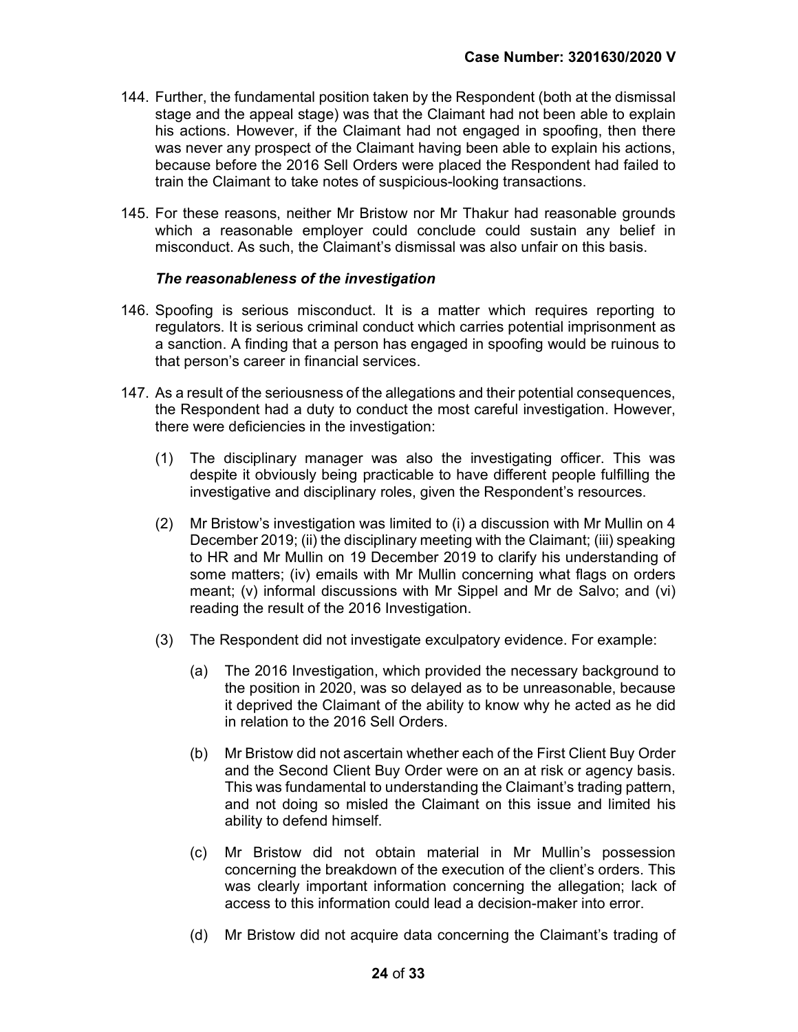144. Further, the fundamental position taken by the Respondent (both at the dismissal stage and the appeal stage) was that the Claimant had not been able to explain his actions. However, if the Claimant had not engaged in spoofing, then there was never any prospect of the Claimant having been able to explain his actions, because before the 2016 Sell Orders were placed the Respondent had failed to train the Claimant to take notes of suspicious-looking transactions.

145. For these reasons, neither Mr Bristow nor Mr Thakur had reasonable grounds which a reasonable employer could conclude could sustain any belief in misconduct. As such, the Claimant's dismissal was also unfair on this basis.

***The reasonableness of the investigation***

146. Spoofing is serious misconduct. It is a matter which requires reporting to regulators. It is serious criminal conduct which carries potential imprisonment as a sanction. A finding that a person has engaged in spoofing would be ruinous to that person's career in financial services.

147. As a result of the seriousness of the allegations and their potential consequences, the Respondent had a duty to conduct the most careful investigation. However, there were deficiencies in the investigation:

    (1) The disciplinary manager was also the investigating officer. This was despite it obviously being practicable to have different people fulfilling the investigative and disciplinary roles, given the Respondent's resources.

    (2) Mr Bristow's investigation was limited to (i) a discussion with Mr Mullin on 4 December 2019; (ii) the disciplinary meeting with the Claimant; (iii) speaking to HR and Mr Mullin on 19 December 2019 to clarify his understanding of some matters; (iv) emails with Mr Mullin concerning what flags on orders meant; (v) informal discussions with Mr Sippel and Mr de Salvo; and (vi) reading the result of the 2016 Investigation.

    (3) The Respondent did not investigate exculpatory evidence. For example:

        (a) The 2016 Investigation, which provided the necessary background to the position in 2020, was so delayed as to be unreasonable, because it deprived the Claimant of the ability to know why he acted as he did in relation to the 2016 Sell Orders.

        (b) Mr Bristow did not ascertain whether each of the First Client Buy Order and the Second Client Buy Order were on an at risk or agency basis. This was fundamental to understanding the Claimant's trading pattern, and not doing so misled the Claimant on this issue and limited his ability to defend himself.

        (c) Mr Bristow did not obtain material in Mr Mullin's possession concerning the breakdown of the execution of the client's orders. This was clearly important information concerning the allegation; lack of access to this information could lead a decision-maker into error.

        (d) Mr Bristow did not acquire data concerning the Claimant's trading of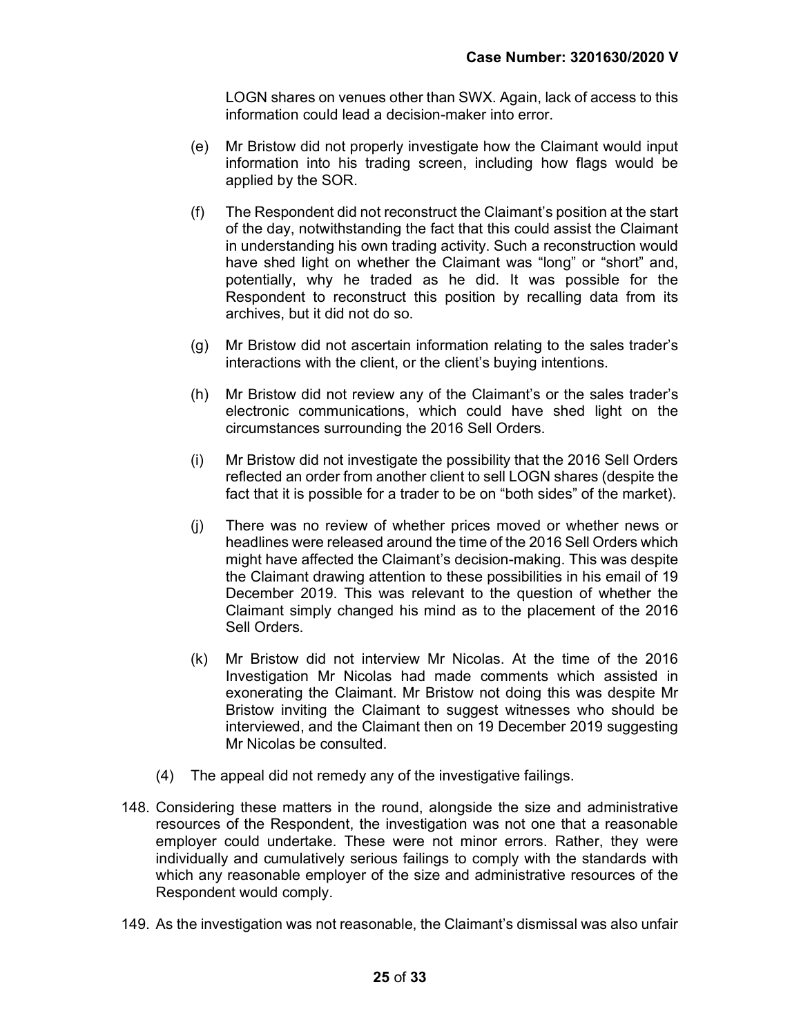LOGN shares on venues other than SWX. Again, lack of access to this information could lead a decision-maker into error.

(e) Mr Bristow did not properly investigate how the Claimant would input information into his trading screen, including how flags would be applied by the SOR.

(f) The Respondent did not reconstruct the Claimant's position at the start of the day, notwithstanding the fact that this could assist the Claimant in understanding his own trading activity. Such a reconstruction would have shed light on whether the Claimant was "long" or "short" and, potentially, why he traded as he did. It was possible for the Respondent to reconstruct this position by recalling data from its archives, but it did not do so.

(g) Mr Bristow did not ascertain information relating to the sales trader's interactions with the client, or the client's buying intentions.

(h) Mr Bristow did not review any of the Claimant's or the sales trader's electronic communications, which could have shed light on the circumstances surrounding the 2016 Sell Orders.

(i) Mr Bristow did not investigate the possibility that the 2016 Sell Orders reflected an order from another client to sell LOGN shares (despite the fact that it is possible for a trader to be on "both sides" of the market).

(j) There was no review of whether prices moved or whether news or headlines were released around the time of the 2016 Sell Orders which might have affected the Claimant's decision-making. This was despite the Claimant drawing attention to these possibilities in his email of 19 December 2019. This was relevant to the question of whether the Claimant simply changed his mind as to the placement of the 2016 Sell Orders.

(k) Mr Bristow did not interview Mr Nicolas. At the time of the 2016 Investigation Mr Nicolas had made comments which assisted in exonerating the Claimant. Mr Bristow not doing this was despite Mr Bristow inviting the Claimant to suggest witnesses who should be interviewed, and the Claimant then on 19 December 2019 suggesting Mr Nicolas be consulted.

(4) The appeal did not remedy any of the investigative failings.

148. Considering these matters in the round, alongside the size and administrative resources of the Respondent, the investigation was not one that a reasonable employer could undertake. These were not minor errors. Rather, they were individually and cumulatively serious failings to comply with the standards with which any reasonable employer of the size and administrative resources of the Respondent would comply.

149. As the investigation was not reasonable, the Claimant's dismissal was also unfair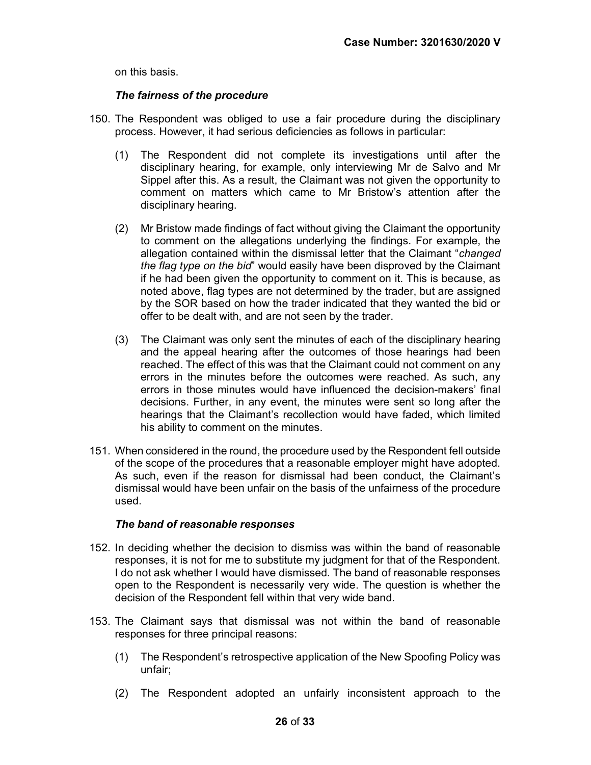on this basis.

### *The fairness of the procedure*

150. The Respondent was obliged to use a fair procedure during the disciplinary process. However, it had serious deficiencies as follows in particular:

    (1) The Respondent did not complete its investigations until after the disciplinary hearing, for example, only interviewing Mr de Salvo and Mr Sippel after this. As a result, the Claimant was not given the opportunity to comment on matters which came to Mr Bristow's attention after the disciplinary hearing.

    (2) Mr Bristow made findings of fact without giving the Claimant the opportunity to comment on the allegations underlying the findings. For example, the allegation contained within the dismissal letter that the Claimant "*changed the flag type on the bid*" would easily have been disproved by the Claimant if he had been given the opportunity to comment on it. This is because, as noted above, flag types are not determined by the trader, but are assigned by the SOR based on how the trader indicated that they wanted the bid or offer to be dealt with, and are not seen by the trader.

    (3) The Claimant was only sent the minutes of each of the disciplinary hearing and the appeal hearing after the outcomes of those hearings had been reached. The effect of this was that the Claimant could not comment on any errors in the minutes before the outcomes were reached. As such, any errors in those minutes would have influenced the decision-makers' final decisions. Further, in any event, the minutes were sent so long after the hearings that the Claimant's recollection would have faded, which limited his ability to comment on the minutes.

151. When considered in the round, the procedure used by the Respondent fell outside of the scope of the procedures that a reasonable employer might have adopted. As such, even if the reason for dismissal had been conduct, the Claimant's dismissal would have been unfair on the basis of the unfairness of the procedure used.

### *The band of reasonable responses*

152. In deciding whether the decision to dismiss was within the band of reasonable responses, it is not for me to substitute my judgment for that of the Respondent. I do not ask whether I would have dismissed. The band of reasonable responses open to the Respondent is necessarily very wide. The question is whether the decision of the Respondent fell within that very wide band.

153. The Claimant says that dismissal was not within the band of reasonable responses for three principal reasons:

    (1) The Respondent's retrospective application of the New Spoofing Policy was unfair;

    (2) The Respondent adopted an unfairly inconsistent approach to the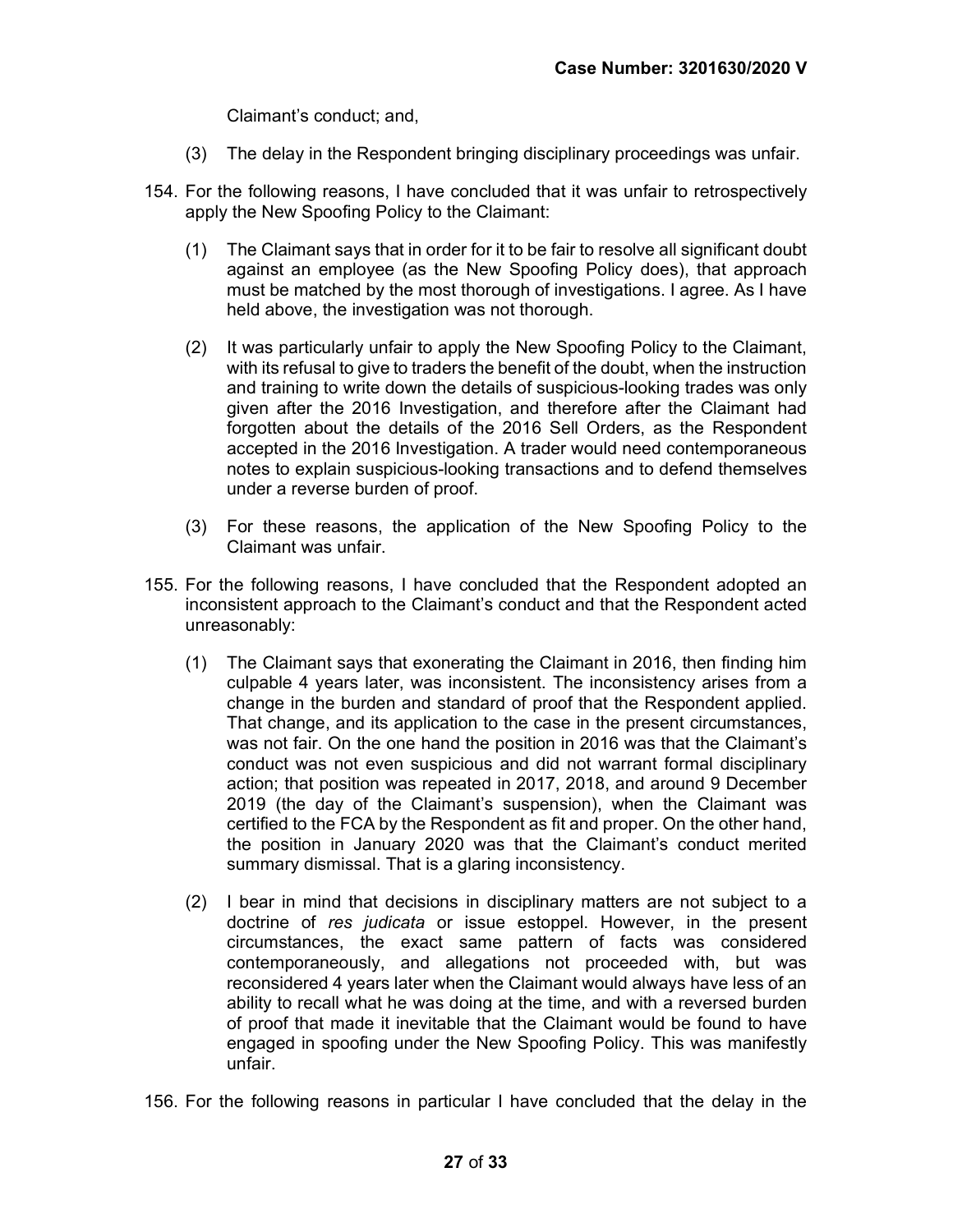Claimant's conduct; and,

(3) The delay in the Respondent bringing disciplinary proceedings was unfair.

154. For the following reasons, I have concluded that it was unfair to retrospectively apply the New Spoofing Policy to the Claimant:

   (1) The Claimant says that in order for it to be fair to resolve all significant doubt against an employee (as the New Spoofing Policy does), that approach must be matched by the most thorough of investigations. I agree. As I have held above, the investigation was not thorough.

   (2) It was particularly unfair to apply the New Spoofing Policy to the Claimant, with its refusal to give to traders the benefit of the doubt, when the instruction and training to write down the details of suspicious-looking trades was only given after the 2016 Investigation, and therefore after the Claimant had forgotten about the details of the 2016 Sell Orders, as the Respondent accepted in the 2016 Investigation. A trader would need contemporaneous notes to explain suspicious-looking transactions and to defend themselves under a reverse burden of proof.

   (3) For these reasons, the application of the New Spoofing Policy to the Claimant was unfair.

155. For the following reasons, I have concluded that the Respondent adopted an inconsistent approach to the Claimant's conduct and that the Respondent acted unreasonably:

   (1) The Claimant says that exonerating the Claimant in 2016, then finding him culpable 4 years later, was inconsistent. The inconsistency arises from a change in the burden and standard of proof that the Respondent applied. That change, and its application to the case in the present circumstances, was not fair. On the one hand the position in 2016 was that the Claimant's conduct was not even suspicious and did not warrant formal disciplinary action; that position was repeated in 2017, 2018, and around 9 December 2019 (the day of the Claimant's suspension), when the Claimant was certified to the FCA by the Respondent as fit and proper. On the other hand, the position in January 2020 was that the Claimant's conduct merited summary dismissal. That is a glaring inconsistency.

   (2) I bear in mind that decisions in disciplinary matters are not subject to a doctrine of *res judicata* or issue estoppel. However, in the present circumstances, the exact same pattern of facts was considered contemporaneously, and allegations not proceeded with, but was reconsidered 4 years later when the Claimant would always have less of an ability to recall what he was doing at the time, and with a reversed burden of proof that made it inevitable that the Claimant would be found to have engaged in spoofing under the New Spoofing Policy. This was manifestly unfair.

156. For the following reasons in particular I have concluded that the delay in the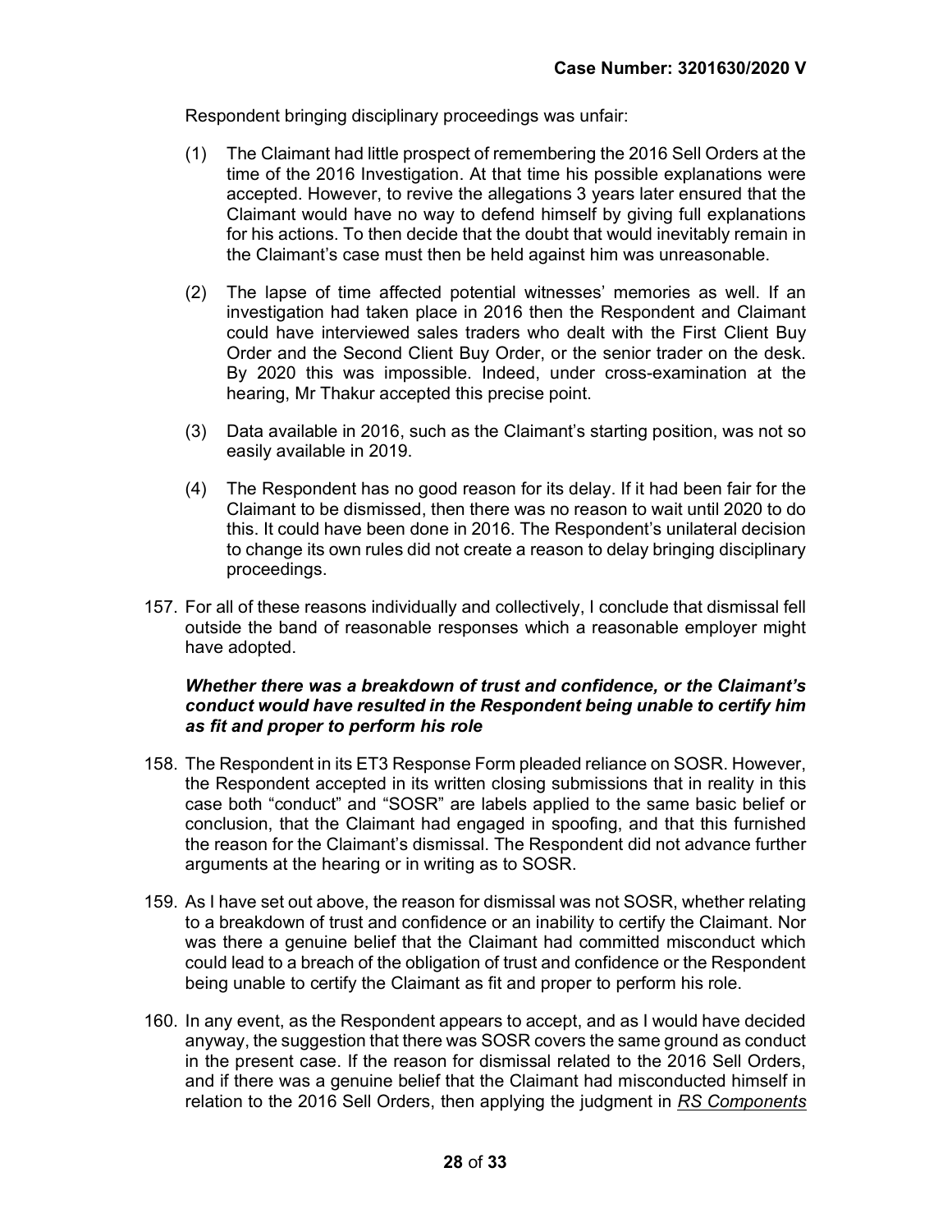Respondent bringing disciplinary proceedings was unfair:

(1) The Claimant had little prospect of remembering the 2016 Sell Orders at the time of the 2016 Investigation. At that time his possible explanations were accepted. However, to revive the allegations 3 years later ensured that the Claimant would have no way to defend himself by giving full explanations for his actions. To then decide that the doubt that would inevitably remain in the Claimant's case must then be held against him was unreasonable.

(2) The lapse of time affected potential witnesses' memories as well. If an investigation had taken place in 2016 then the Respondent and Claimant could have interviewed sales traders who dealt with the First Client Buy Order and the Second Client Buy Order, or the senior trader on the desk. By 2020 this was impossible. Indeed, under cross-examination at the hearing, Mr Thakur accepted this precise point.

(3) Data available in 2016, such as the Claimant's starting position, was not so easily available in 2019.

(4) The Respondent has no good reason for its delay. If it had been fair for the Claimant to be dismissed, then there was no reason to wait until 2020 to do this. It could have been done in 2016. The Respondent's unilateral decision to change its own rules did not create a reason to delay bringing disciplinary proceedings.

157. For all of these reasons individually and collectively, I conclude that dismissal fell outside the band of reasonable responses which a reasonable employer might have adopted.

***Whether there was a breakdown of trust and confidence, or the Claimant's conduct would have resulted in the Respondent being unable to certify him as fit and proper to perform his role***

158. The Respondent in its ET3 Response Form pleaded reliance on SOSR. However, the Respondent accepted in its written closing submissions that in reality in this case both "conduct" and "SOSR" are labels applied to the same basic belief or conclusion, that the Claimant had engaged in spoofing, and that this furnished the reason for the Claimant's dismissal. The Respondent did not advance further arguments at the hearing or in writing as to SOSR.

159. As I have set out above, the reason for dismissal was not SOSR, whether relating to a breakdown of trust and confidence or an inability to certify the Claimant. Nor was there a genuine belief that the Claimant had committed misconduct which could lead to a breach of the obligation of trust and confidence or the Respondent being unable to certify the Claimant as fit and proper to perform his role.

160. In any event, as the Respondent appears to accept, and as I would have decided anyway, the suggestion that there was SOSR covers the same ground as conduct in the present case. If the reason for dismissal related to the 2016 Sell Orders, and if there was a genuine belief that the Claimant had misconducted himself in relation to the 2016 Sell Orders, then applying the judgment in <u>*RS Components*</u>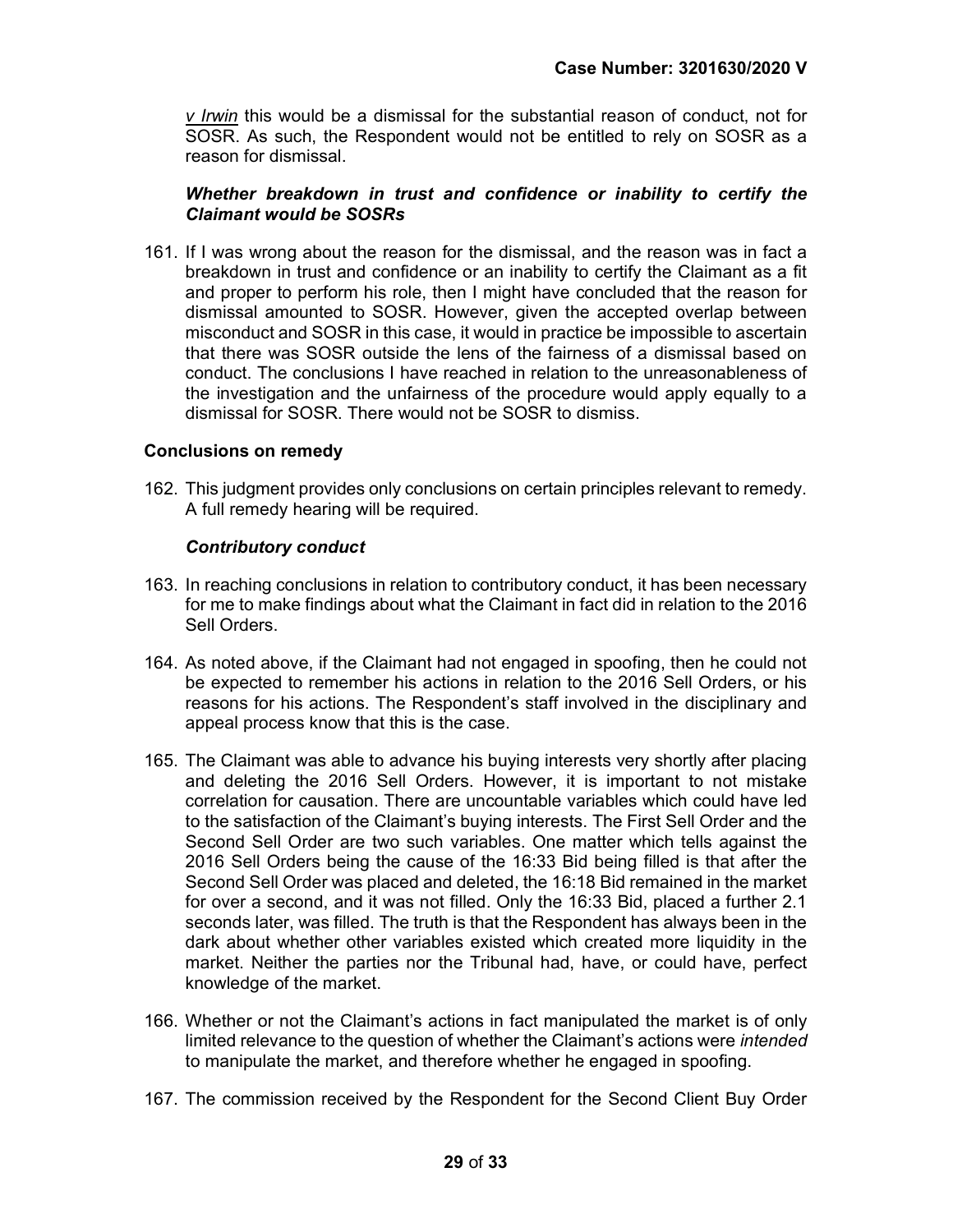*v Irwin* this would be a dismissal for the substantial reason of conduct, not for SOSR. As such, the Respondent would not be entitled to rely on SOSR as a reason for dismissal.

### *Whether breakdown in trust and confidence or inability to certify the Claimant would be SOSRs*

161. If I was wrong about the reason for the dismissal, and the reason was in fact a breakdown in trust and confidence or an inability to certify the Claimant as a fit and proper to perform his role, then I might have concluded that the reason for dismissal amounted to SOSR. However, given the accepted overlap between misconduct and SOSR in this case, it would in practice be impossible to ascertain that there was SOSR outside the lens of the fairness of a dismissal based on conduct. The conclusions I have reached in relation to the unreasonableness of the investigation and the unfairness of the procedure would apply equally to a dismissal for SOSR. There would not be SOSR to dismiss.

## Conclusions on remedy

162. This judgment provides only conclusions on certain principles relevant to remedy. A full remedy hearing will be required.

### *Contributory conduct*

163. In reaching conclusions in relation to contributory conduct, it has been necessary for me to make findings about what the Claimant in fact did in relation to the 2016 Sell Orders.

164. As noted above, if the Claimant had not engaged in spoofing, then he could not be expected to remember his actions in relation to the 2016 Sell Orders, or his reasons for his actions. The Respondent's staff involved in the disciplinary and appeal process know that this is the case.

165. The Claimant was able to advance his buying interests very shortly after placing and deleting the 2016 Sell Orders. However, it is important to not mistake correlation for causation. There are uncountable variables which could have led to the satisfaction of the Claimant's buying interests. The First Sell Order and the Second Sell Order are two such variables. One matter which tells against the 2016 Sell Orders being the cause of the 16:33 Bid being filled is that after the Second Sell Order was placed and deleted, the 16:18 Bid remained in the market for over a second, and it was not filled. Only the 16:33 Bid, placed a further 2.1 seconds later, was filled. The truth is that the Respondent has always been in the dark about whether other variables existed which created more liquidity in the market. Neither the parties nor the Tribunal had, have, or could have, perfect knowledge of the market.

166. Whether or not the Claimant's actions in fact manipulated the market is of only limited relevance to the question of whether the Claimant's actions were *intended* to manipulate the market, and therefore whether he engaged in spoofing.

167. The commission received by the Respondent for the Second Client Buy Order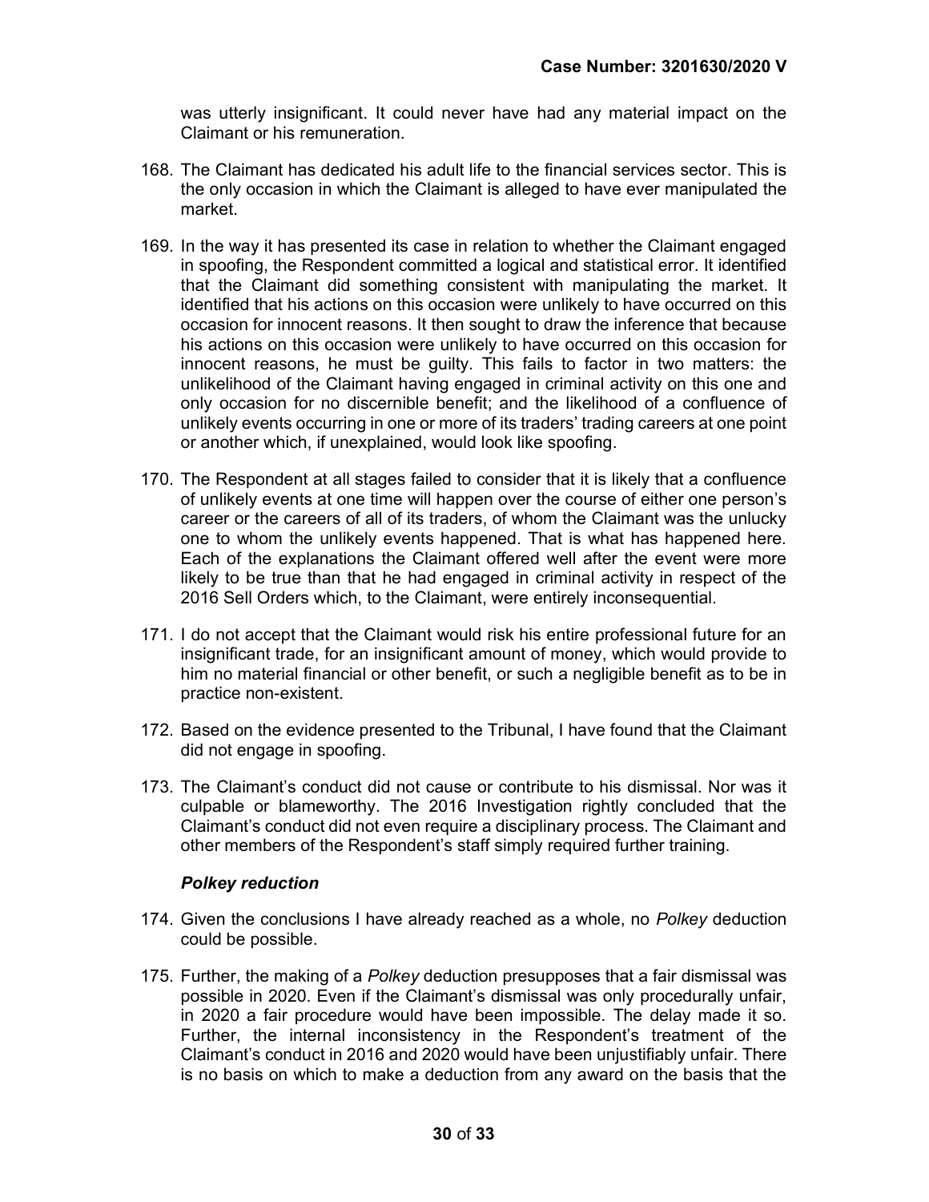was utterly insignificant. It could never have had any material impact on the Claimant or his remuneration.

168. The Claimant has dedicated his adult life to the financial services sector. This is the only occasion in which the Claimant is alleged to have ever manipulated the market.

169. In the way it has presented its case in relation to whether the Claimant engaged in spoofing, the Respondent committed a logical and statistical error. It identified that the Claimant did something consistent with manipulating the market. It identified that his actions on this occasion were unlikely to have occurred on this occasion for innocent reasons. It then sought to draw the inference that because his actions on this occasion were unlikely to have occurred on this occasion for innocent reasons, he must be guilty. This fails to factor in two matters: the unlikelihood of the Claimant having engaged in criminal activity on this one and only occasion for no discernible benefit; and the likelihood of a confluence of unlikely events occurring in one or more of its traders' trading careers at one point or another which, if unexplained, would look like spoofing.

170. The Respondent at all stages failed to consider that it is likely that a confluence of unlikely events at one time will happen over the course of either one person's career or the careers of all of its traders, of whom the Claimant was the unlucky one to whom the unlikely events happened. That is what has happened here. Each of the explanations the Claimant offered well after the event were more likely to be true than that he had engaged in criminal activity in respect of the 2016 Sell Orders which, to the Claimant, were entirely inconsequential.

171. I do not accept that the Claimant would risk his entire professional future for an insignificant trade, for an insignificant amount of money, which would provide to him no material financial or other benefit, or such a negligible benefit as to be in practice non-existent.

172. Based on the evidence presented to the Tribunal, I have found that the Claimant did not engage in spoofing.

173. The Claimant's conduct did not cause or contribute to his dismissal. Nor was it culpable or blameworthy. The 2016 Investigation rightly concluded that the Claimant's conduct did not even require a disciplinary process. The Claimant and other members of the Respondent's staff simply required further training.

### *Polkey reduction*

174. Given the conclusions I have already reached as a whole, no *Polkey* deduction could be possible.

175. Further, the making of a *Polkey* deduction presupposes that a fair dismissal was possible in 2020. Even if the Claimant's dismissal was only procedurally unfair, in 2020 a fair procedure would have been impossible. The delay made it so. Further, the internal inconsistency in the Respondent's treatment of the Claimant's conduct in 2016 and 2020 would have been unjustifiably unfair. There is no basis on which to make a deduction from any award on the basis that the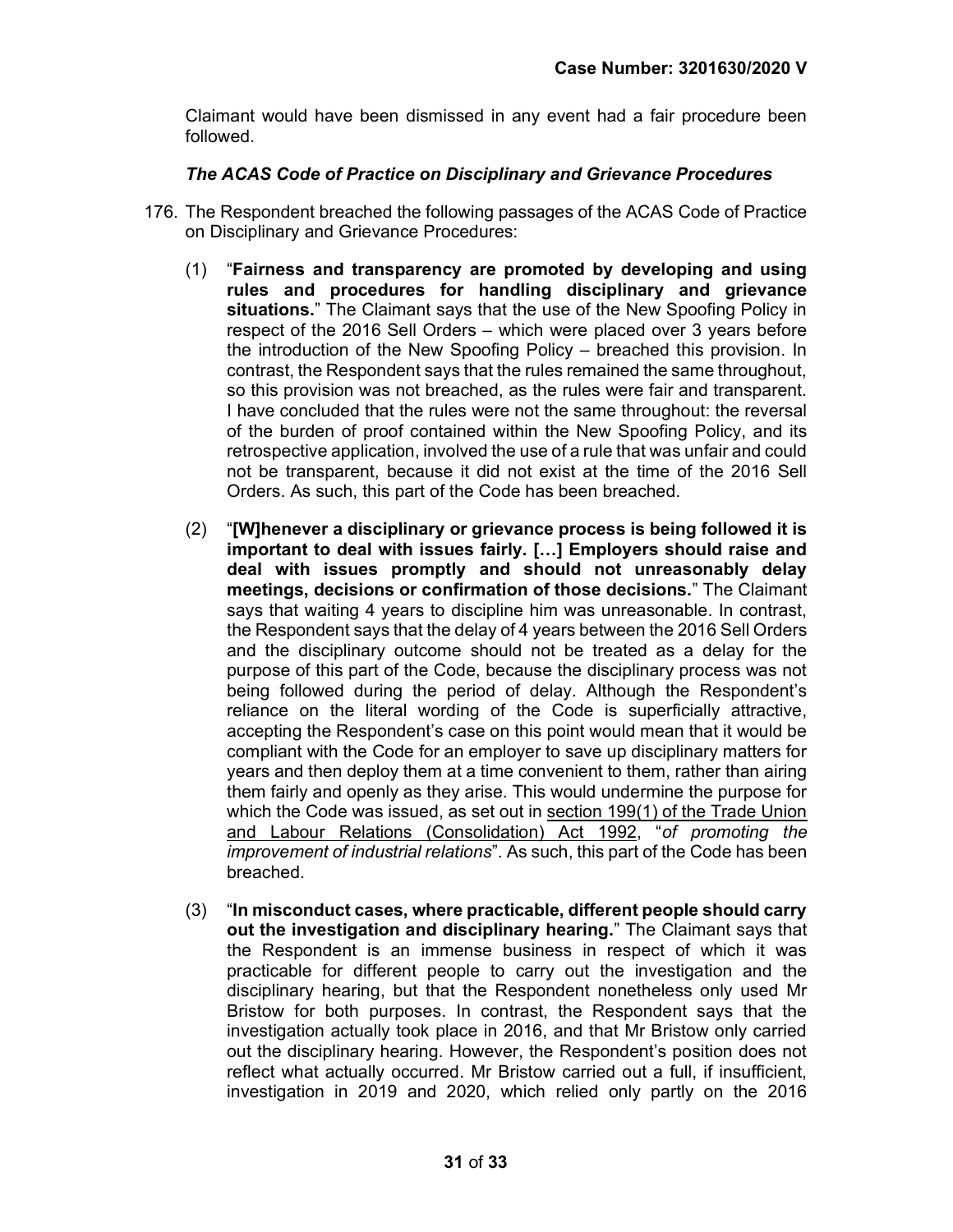Claimant would have been dismissed in any event had a fair procedure been followed.

### *The ACAS Code of Practice on Disciplinary and Grievance Procedures*

176. The Respondent breached the following passages of the ACAS Code of Practice on Disciplinary and Grievance Procedures:

    (1) "**Fairness and transparency are promoted by developing and using rules and procedures for handling disciplinary and grievance situations.**" The Claimant says that the use of the New Spoofing Policy in respect of the 2016 Sell Orders – which were placed over 3 years before the introduction of the New Spoofing Policy – breached this provision. In contrast, the Respondent says that the rules remained the same throughout, so this provision was not breached, as the rules were fair and transparent. I have concluded that the rules were not the same throughout: the reversal of the burden of proof contained within the New Spoofing Policy, and its retrospective application, involved the use of a rule that was unfair and could not be transparent, because it did not exist at the time of the 2016 Sell Orders. As such, this part of the Code has been breached.

    (2) "**[W]henever a disciplinary or grievance process is being followed it is important to deal with issues fairly. […] Employers should raise and deal with issues promptly and should not unreasonably delay meetings, decisions or confirmation of those decisions.**" The Claimant says that waiting 4 years to discipline him was unreasonable. In contrast, the Respondent says that the delay of 4 years between the 2016 Sell Orders and the disciplinary outcome should not be treated as a delay for the purpose of this part of the Code, because the disciplinary process was not being followed during the period of delay. Although the Respondent's reliance on the literal wording of the Code is superficially attractive, accepting the Respondent's case on this point would mean that it would be compliant with the Code for an employer to save up disciplinary matters for years and then deploy them at a time convenient to them, rather than airing them fairly and openly as they arise. This would undermine the purpose for which the Code was issued, as set out in section 199(1) of the Trade Union and Labour Relations (Consolidation) Act 1992, "*of promoting the improvement of industrial relations*". As such, this part of the Code has been breached.

    (3) "**In misconduct cases, where practicable, different people should carry out the investigation and disciplinary hearing.**" The Claimant says that the Respondent is an immense business in respect of which it was practicable for different people to carry out the investigation and the disciplinary hearing, but that the Respondent nonetheless only used Mr Bristow for both purposes. In contrast, the Respondent says that the investigation actually took place in 2016, and that Mr Bristow only carried out the disciplinary hearing. However, the Respondent's position does not reflect what actually occurred. Mr Bristow carried out a full, if insufficient, investigation in 2019 and 2020, which relied only partly on the 2016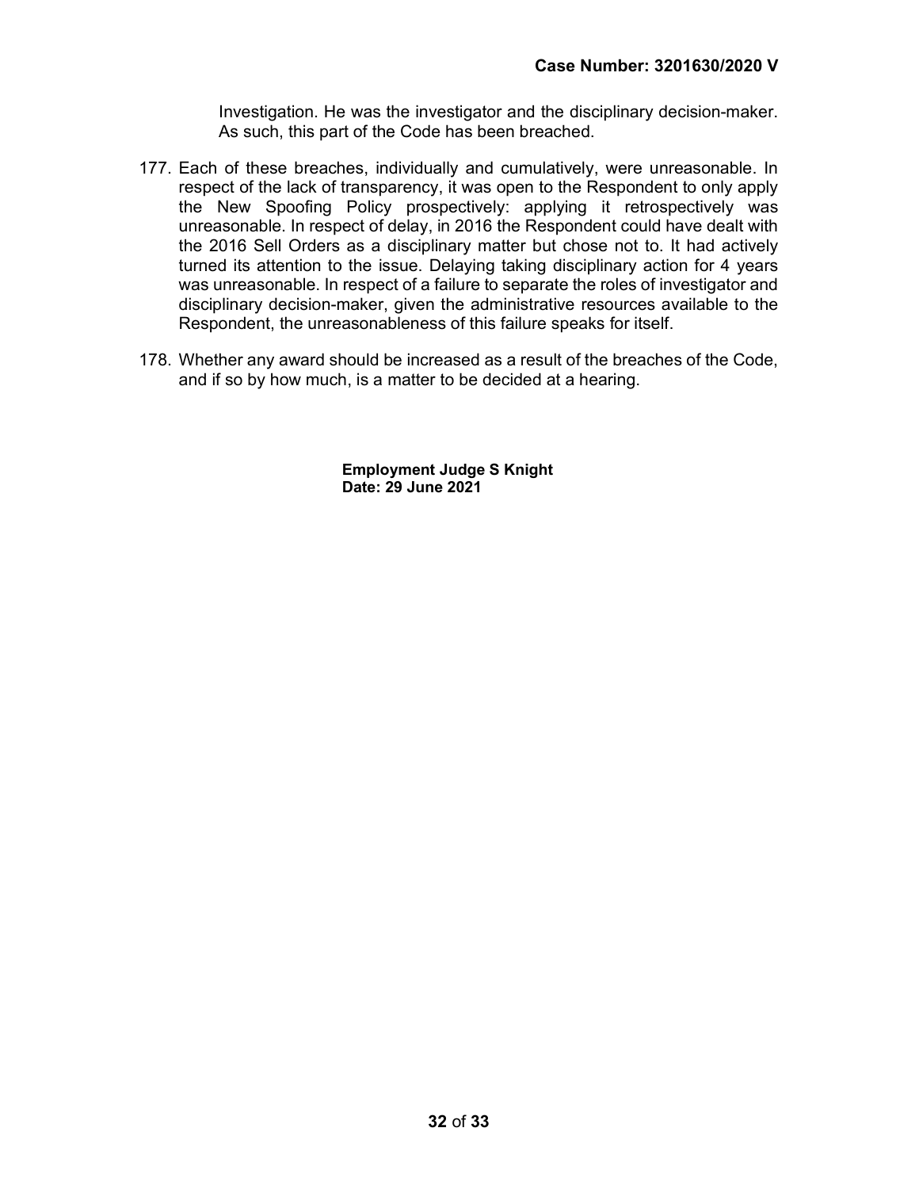Investigation. He was the investigator and the disciplinary decision-maker. As such, this part of the Code has been breached.

177. Each of these breaches, individually and cumulatively, were unreasonable. In respect of the lack of transparency, it was open to the Respondent to only apply the New Spoofing Policy prospectively: applying it retrospectively was unreasonable. In respect of delay, in 2016 the Respondent could have dealt with the 2016 Sell Orders as a disciplinary matter but chose not to. It had actively turned its attention to the issue. Delaying taking disciplinary action for 4 years was unreasonable. In respect of a failure to separate the roles of investigator and disciplinary decision-maker, given the administrative resources available to the Respondent, the unreasonableness of this failure speaks for itself.

178. Whether any award should be increased as a result of the breaches of the Code, and if so by how much, is a matter to be decided at a hearing.

**Employment Judge S Knight**
**Date: 29 June 2021**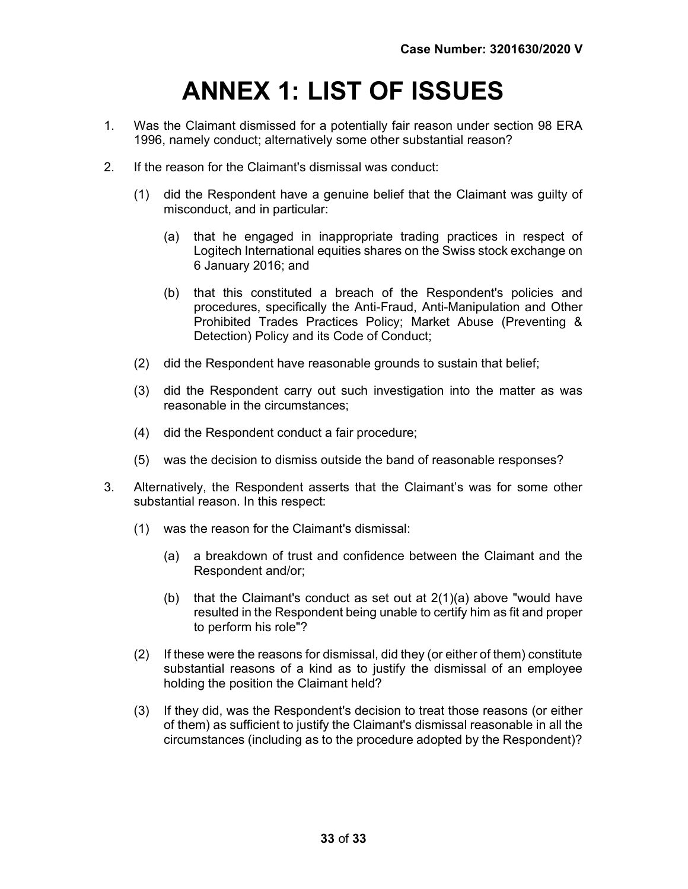# ANNEX 1: LIST OF ISSUES

1. Was the Claimant dismissed for a potentially fair reason under section 98 ERA 1996, namely conduct; alternatively some other substantial reason?

2. If the reason for the Claimant's dismissal was conduct:

   (1) did the Respondent have a genuine belief that the Claimant was guilty of misconduct, and in particular:

      (a) that he engaged in inappropriate trading practices in respect of Logitech International equities shares on the Swiss stock exchange on 6 January 2016; and

      (b) that this constituted a breach of the Respondent's policies and procedures, specifically the Anti-Fraud, Anti-Manipulation and Other Prohibited Trades Practices Policy; Market Abuse (Preventing & Detection) Policy and its Code of Conduct;

   (2) did the Respondent have reasonable grounds to sustain that belief;

   (3) did the Respondent carry out such investigation into the matter as was reasonable in the circumstances;

   (4) did the Respondent conduct a fair procedure;

   (5) was the decision to dismiss outside the band of reasonable responses?

3. Alternatively, the Respondent asserts that the Claimant's was for some other substantial reason. In this respect:

   (1) was the reason for the Claimant's dismissal:

      (a) a breakdown of trust and confidence between the Claimant and the Respondent and/or;

      (b) that the Claimant's conduct as set out at 2(1)(a) above "would have resulted in the Respondent being unable to certify him as fit and proper to perform his role"?

   (2) If these were the reasons for dismissal, did they (or either of them) constitute substantial reasons of a kind as to justify the dismissal of an employee holding the position the Claimant held?

   (3) If they did, was the Respondent's decision to treat those reasons (or either of them) as sufficient to justify the Claimant's dismissal reasonable in all the circumstances (including as to the procedure adopted by the Respondent)?